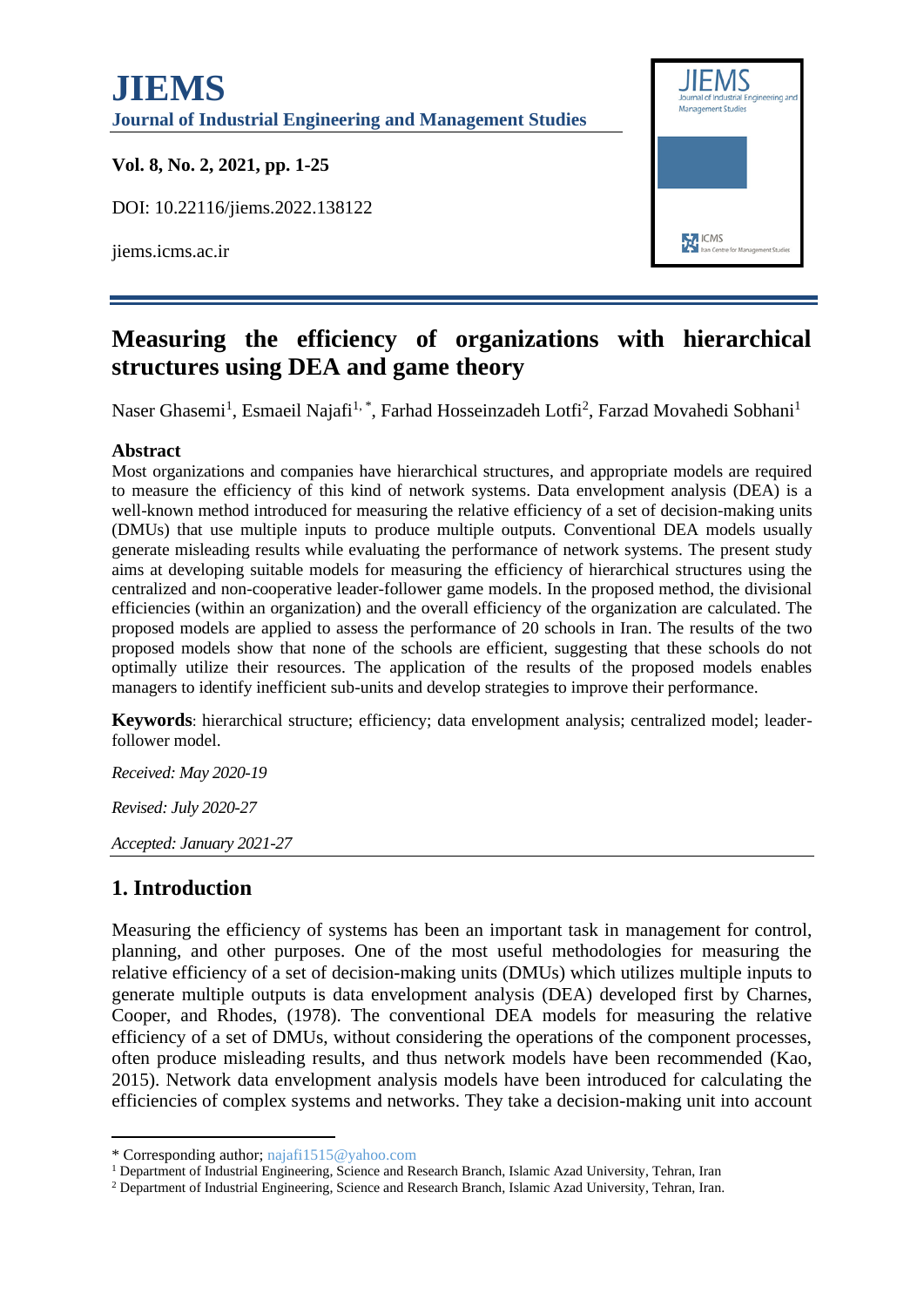# JIEMS

**Journal of Industrial Engineering and Management Studies**

**Vol. 8, No. 2, 2021, pp. 1-25**

DOI: 10.22116/jiems.2022.138122

jiems.icms.ac.ir

## Measuring the efficiency of organizations with hierarchical structures using DEA and game theory

Naser Ghasemi[1], Esmaeil Najafi[1,*], Farhad Hosseinzadeh Lotfi[2], Farzad Movahedi Sobhani[1]

### Abstract

Most organizations and companies have hierarchical structures, and appropriate models are required to measure the efficiency of this kind of network systems. Data envelopment analysis (DEA) is a well-known method introduced for measuring the relative efficiency of a set of decision-making units (DMUs) that use multiple inputs to produce multiple outputs. Conventional DEA models usually generate misleading results while evaluating the performance of network systems. The present study aims at developing suitable models for measuring the efficiency of hierarchical structures using the centralized and non-cooperative leader-follower game models. In the proposed method, the divisional efficiencies (within an organization) and the overall efficiency of the organization are calculated. The proposed models are applied to assess the performance of 20 schools in Iran. The results of the two proposed models show that none of the schools are efficient, suggesting that these schools do not optimally utilize their resources. The application of the results of the proposed models enables managers to identify inefficient sub-units and develop strategies to improve their performance.

**Keywords**: hierarchical structure; efficiency; data envelopment analysis; centralized model; leader-follower model.

*Received: May 2020-19*

*Revised: July 2020-27*

*Accepted: January 2021-27*

## 1. Introduction

Measuring the efficiency of systems has been an important task in management for control, planning, and other purposes. One of the most useful methodologies for measuring the relative efficiency of a set of decision-making units (DMUs) which utilizes multiple inputs to generate multiple outputs is data envelopment analysis (DEA) developed first by Charnes, Cooper, and Rhodes, (1978). The conventional DEA models for measuring the relative efficiency of a set of DMUs, without considering the operations of the component processes, often produce misleading results, and thus network models have been recommended (Kao, 2015). Network data envelopment analysis models have been introduced for calculating the efficiencies of complex systems and networks. They take a decision-making unit into account

---

\* Corresponding author; najafi1515@yahoo.com

[1] Department of Industrial Engineering, Science and Research Branch, Islamic Azad University, Tehran, Iran

[2] Department of Industrial Engineering, Science and Research Branch, Islamic Azad University, Tehran, Iran.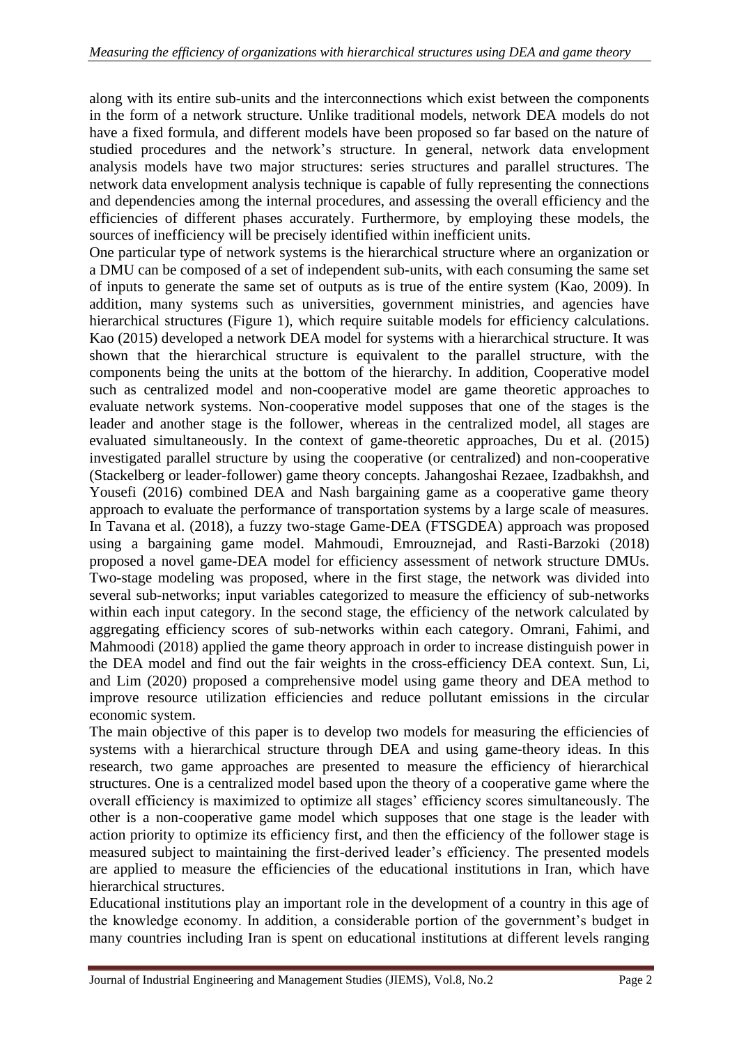along with its entire sub-units and the interconnections which exist between the components in the form of a network structure. Unlike traditional models, network DEA models do not have a fixed formula, and different models have been proposed so far based on the nature of studied procedures and the network's structure. In general, network data envelopment analysis models have two major structures: series structures and parallel structures. The network data envelopment analysis technique is capable of fully representing the connections and dependencies among the internal procedures, and assessing the overall efficiency and the efficiencies of different phases accurately. Furthermore, by employing these models, the sources of inefficiency will be precisely identified within inefficient units.

One particular type of network systems is the hierarchical structure where an organization or a DMU can be composed of a set of independent sub-units, with each consuming the same set of inputs to generate the same set of outputs as is true of the entire system (Kao, 2009). In addition, many systems such as universities, government ministries, and agencies have hierarchical structures (Figure 1), which require suitable models for efficiency calculations. Kao (2015) developed a network DEA model for systems with a hierarchical structure. It was shown that the hierarchical structure is equivalent to the parallel structure, with the components being the units at the bottom of the hierarchy. In addition, Cooperative model such as centralized model and non-cooperative model are game theoretic approaches to evaluate network systems. Non-cooperative model supposes that one of the stages is the leader and another stage is the follower, whereas in the centralized model, all stages are evaluated simultaneously. In the context of game-theoretic approaches, Du et al. (2015) investigated parallel structure by using the cooperative (or centralized) and non-cooperative (Stackelberg or leader-follower) game theory concepts. Jahangoshai Rezaee, Izadbakhsh, and Yousefi (2016) combined DEA and Nash bargaining game as a cooperative game theory approach to evaluate the performance of transportation systems by a large scale of measures. In Tavana et al. (2018), a fuzzy two-stage Game-DEA (FTSGDEA) approach was proposed using a bargaining game model. Mahmoudi, Emrouznejad, and Rasti-Barzoki (2018) proposed a novel game-DEA model for efficiency assessment of network structure DMUs. Two-stage modeling was proposed, where in the first stage, the network was divided into several sub-networks; input variables categorized to measure the efficiency of sub-networks within each input category. In the second stage, the efficiency of the network calculated by aggregating efficiency scores of sub-networks within each category. Omrani, Fahimi, and Mahmoodi (2018) applied the game theory approach in order to increase distinguish power in the DEA model and find out the fair weights in the cross-efficiency DEA context. Sun, Li, and Lim (2020) proposed a comprehensive model using game theory and DEA method to improve resource utilization efficiencies and reduce pollutant emissions in the circular economic system.

The main objective of this paper is to develop two models for measuring the efficiencies of systems with a hierarchical structure through DEA and using game-theory ideas. In this research, two game approaches are presented to measure the efficiency of hierarchical structures. One is a centralized model based upon the theory of a cooperative game where the overall efficiency is maximized to optimize all stages' efficiency scores simultaneously. The other is a non-cooperative game model which supposes that one stage is the leader with action priority to optimize its efficiency first, and then the efficiency of the follower stage is measured subject to maintaining the first-derived leader's efficiency. The presented models are applied to measure the efficiencies of the educational institutions in Iran, which have hierarchical structures.

Educational institutions play an important role in the development of a country in this age of the knowledge economy. In addition, a considerable portion of the government's budget in many countries including Iran is spent on educational institutions at different levels ranging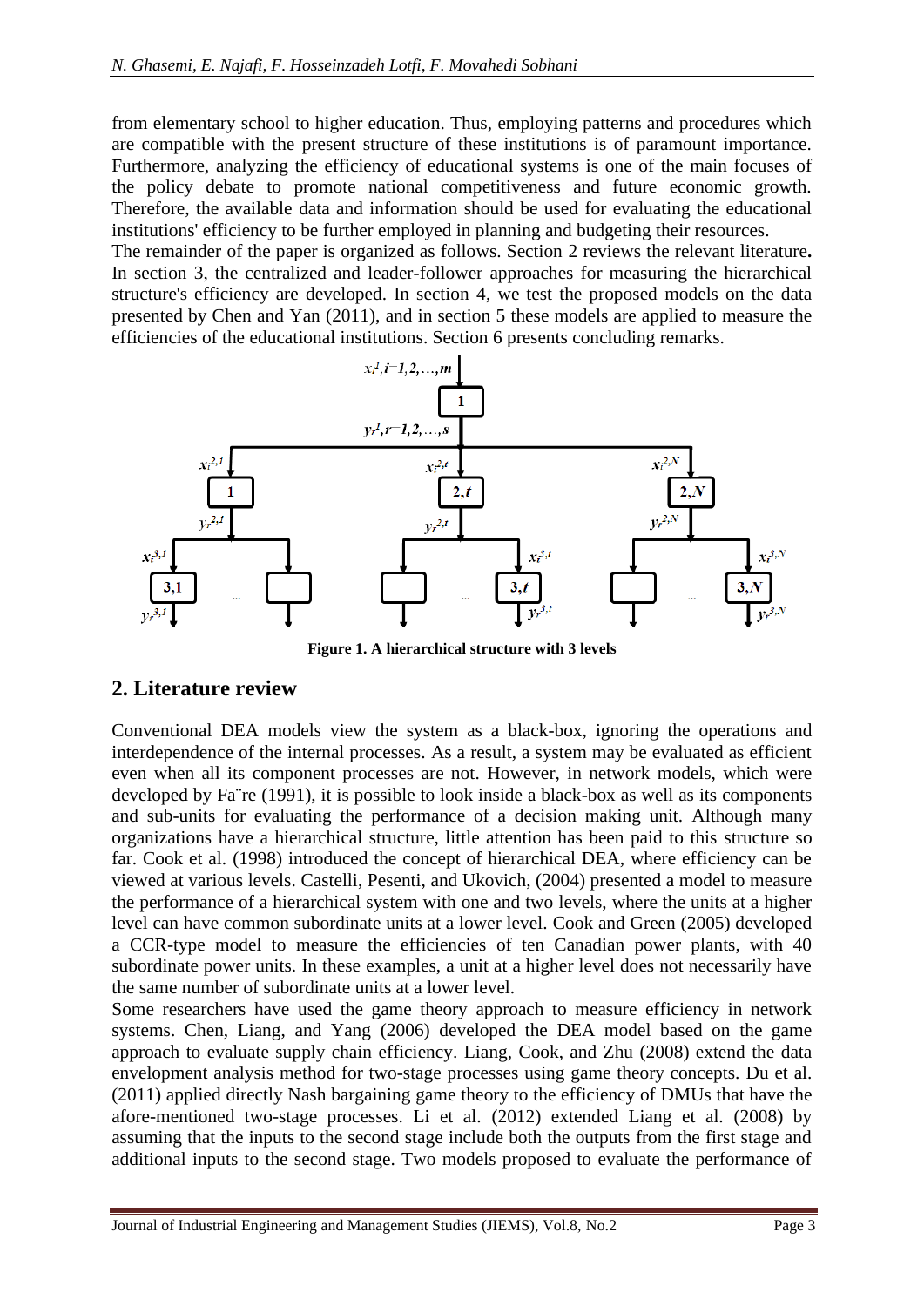from elementary school to higher education. Thus, employing patterns and procedures which are compatible with the present structure of these institutions is of paramount importance. Furthermore, analyzing the efficiency of educational systems is one of the main focuses of the policy debate to promote national competitiveness and future economic growth. Therefore, the available data and information should be used for evaluating the educational institutions' efficiency to be further employed in planning and budgeting their resources.

The remainder of the paper is organized as follows. Section 2 reviews the relevant literature**.** In section 3, the centralized and leader-follower approaches for measuring the hierarchical structure's efficiency are developed. In section 4, we test the proposed models on the data presented by Chen and Yan (2011), and in section 5 these models are applied to measure the efficiencies of the educational institutions. Section 6 presents concluding remarks.

**Figure 1. A hierarchical structure with 3 levels**

## 2. Literature review

Conventional DEA models view the system as a black-box, ignoring the operations and interdependence of the internal processes. As a result, a system may be evaluated as efficient even when all its component processes are not. However, in network models, which were developed by Fa¨re (1991), it is possible to look inside a black-box as well as its components and sub-units for evaluating the performance of a decision making unit. Although many organizations have a hierarchical structure, little attention has been paid to this structure so far. Cook et al. (1998) introduced the concept of hierarchical DEA, where efficiency can be viewed at various levels. Castelli, Pesenti, and Ukovich, (2004) presented a model to measure the performance of a hierarchical system with one and two levels, where the units at a higher level can have common subordinate units at a lower level. Cook and Green (2005) developed a CCR-type model to measure the efficiencies of ten Canadian power plants, with 40 subordinate power units. In these examples, a unit at a higher level does not necessarily have the same number of subordinate units at a lower level.

Some researchers have used the game theory approach to measure efficiency in network systems. Chen, Liang, and Yang (2006) developed the DEA model based on the game approach to evaluate supply chain efficiency. Liang, Cook, and Zhu (2008) extend the data envelopment analysis method for two-stage processes using game theory concepts. Du et al. (2011) applied directly Nash bargaining game theory to the efficiency of DMUs that have the afore-mentioned two-stage processes. Li et al. (2012) extended Liang et al. (2008) by assuming that the inputs to the second stage include both the outputs from the first stage and additional inputs to the second stage. Two models proposed to evaluate the performance of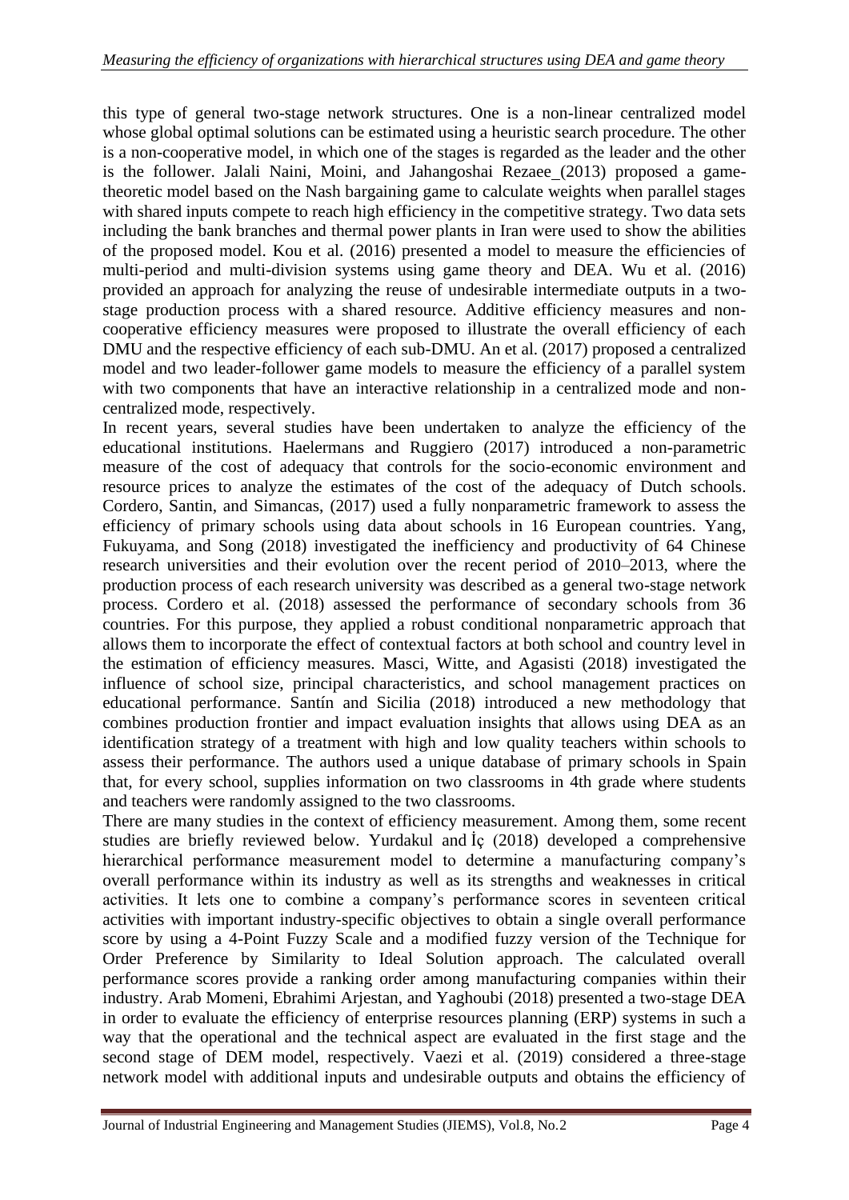this type of general two-stage network structures. One is a non-linear centralized model whose global optimal solutions can be estimated using a heuristic search procedure. The other is a non-cooperative model, in which one of the stages is regarded as the leader and the other is the follower. Jalali Naini, Moini, and Jahangoshai Rezaee (2013) proposed a game-theoretic model based on the Nash bargaining game to calculate weights when parallel stages with shared inputs compete to reach high efficiency in the competitive strategy. Two data sets including the bank branches and thermal power plants in Iran were used to show the abilities of the proposed model. Kou et al. (2016) presented a model to measure the efficiencies of multi-period and multi-division systems using game theory and DEA. Wu et al. (2016) provided an approach for analyzing the reuse of undesirable intermediate outputs in a two-stage production process with a shared resource. Additive efficiency measures and non-cooperative efficiency measures were proposed to illustrate the overall efficiency of each DMU and the respective efficiency of each sub-DMU. An et al. (2017) proposed a centralized model and two leader-follower game models to measure the efficiency of a parallel system with two components that have an interactive relationship in a centralized mode and non-centralized mode, respectively.

In recent years, several studies have been undertaken to analyze the efficiency of the educational institutions. Haelermans and Ruggiero (2017) introduced a non-parametric measure of the cost of adequacy that controls for the socio-economic environment and resource prices to analyze the estimates of the cost of the adequacy of Dutch schools. Cordero, Santin, and Simancas, (2017) used a fully nonparametric framework to assess the efficiency of primary schools using data about schools in 16 European countries. Yang, Fukuyama, and Song (2018) investigated the inefficiency and productivity of 64 Chinese research universities and their evolution over the recent period of 2010–2013, where the production process of each research university was described as a general two-stage network process. Cordero et al. (2018) assessed the performance of secondary schools from 36 countries. For this purpose, they applied a robust conditional nonparametric approach that allows them to incorporate the effect of contextual factors at both school and country level in the estimation of efficiency measures. Masci, Witte, and Agasisti (2018) investigated the influence of school size, principal characteristics, and school management practices on educational performance. Santín and Sicilia (2018) introduced a new methodology that combines production frontier and impact evaluation insights that allows using DEA as an identification strategy of a treatment with high and low quality teachers within schools to assess their performance. The authors used a unique database of primary schools in Spain that, for every school, supplies information on two classrooms in 4th grade where students and teachers were randomly assigned to the two classrooms.

There are many studies in the context of efficiency measurement. Among them, some recent studies are briefly reviewed below. Yurdakul and İç (2018) developed a comprehensive hierarchical performance measurement model to determine a manufacturing company's overall performance within its industry as well as its strengths and weaknesses in critical activities. It lets one to combine a company's performance scores in seventeen critical activities with important industry-specific objectives to obtain a single overall performance score by using a 4-Point Fuzzy Scale and a modified fuzzy version of the Technique for Order Preference by Similarity to Ideal Solution approach. The calculated overall performance scores provide a ranking order among manufacturing companies within their industry. Arab Momeni, Ebrahimi Arjestan, and Yaghoubi (2018) presented a two-stage DEA in order to evaluate the efficiency of enterprise resources planning (ERP) systems in such a way that the operational and the technical aspect are evaluated in the first stage and the second stage of DEM model, respectively. Vaezi et al. (2019) considered a three-stage network model with additional inputs and undesirable outputs and obtains the efficiency of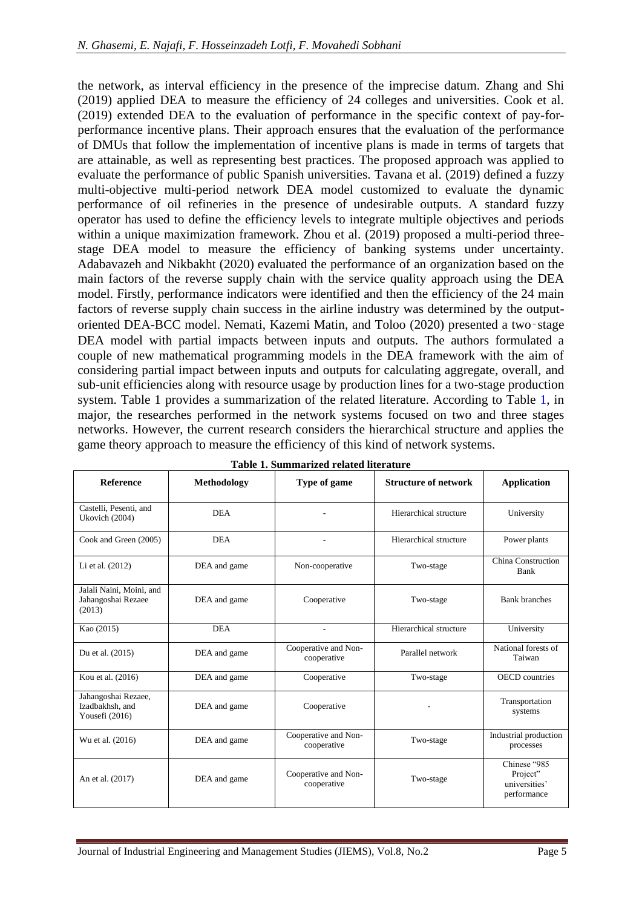the network, as interval efficiency in the presence of the imprecise datum. Zhang and Shi (2019) applied DEA to measure the efficiency of 24 colleges and universities. Cook et al. (2019) extended DEA to the evaluation of performance in the specific context of pay-for-performance incentive plans. Their approach ensures that the evaluation of the performance of DMUs that follow the implementation of incentive plans is made in terms of targets that are attainable, as well as representing best practices. The proposed approach was applied to evaluate the performance of public Spanish universities. Tavana et al. (2019) defined a fuzzy multi-objective multi-period network DEA model customized to evaluate the dynamic performance of oil refineries in the presence of undesirable outputs. A standard fuzzy operator has used to define the efficiency levels to integrate multiple objectives and periods within a unique maximization framework. Zhou et al. (2019) proposed a multi-period three-stage DEA model to measure the efficiency of banking systems under uncertainty. Adabavazeh and Nikbakht (2020) evaluated the performance of an organization based on the main factors of the reverse supply chain with the service quality approach using the DEA model. Firstly, performance indicators were identified and then the efficiency of the 24 main factors of reverse supply chain success in the airline industry was determined by the output-oriented DEA-BCC model. Nemati, Kazemi Matin, and Toloo (2020) presented a two-stage DEA model with partial impacts between inputs and outputs. The authors formulated a couple of new mathematical programming models in the DEA framework with the aim of considering partial impact between inputs and outputs for calculating aggregate, overall, and sub-unit efficiencies along with resource usage by production lines for a two-stage production system. Table 1 provides a summarization of the related literature. According to Table 1, in major, the researches performed in the network systems focused on two and three stages networks. However, the current research considers the hierarchical structure and applies the game theory approach to measure the efficiency of this kind of network systems.

**Table 1. Summarized related literature**

| Reference | Methodology | Type of game | Structure of network | Application |
|---|---|---|---|---|
| Castelli, Pesenti, and Ukovich (2004) | DEA | - | Hierarchical structure | University |
| Cook and Green (2005) | DEA | - | Hierarchical structure | Power plants |
| Li et al. (2012) | DEA and game | Non-cooperative | Two-stage | China Construction Bank |
| Jalali Naini, Moini, and Jahangoshai Rezaee (2013) | DEA and game | Cooperative | Two-stage | Bank branches |
| Kao (2015) | DEA | - | Hierarchical structure | University |
| Du et al. (2015) | DEA and game | Cooperative and Non-cooperative | Parallel network | National forests of Taiwan |
| Kou et al. (2016) | DEA and game | Cooperative | Two-stage | OECD countries |
| Jahangoshai Rezaee, Izadbakhsh, and Yousefi (2016) | DEA and game | Cooperative | - | Transportation systems |
| Wu et al. (2016) | DEA and game | Cooperative and Non-cooperative | Two-stage | Industrial production processes |
| An et al. (2017) | DEA and game | Cooperative and Non-cooperative | Two-stage | Chinese "985 Project" universities' performance |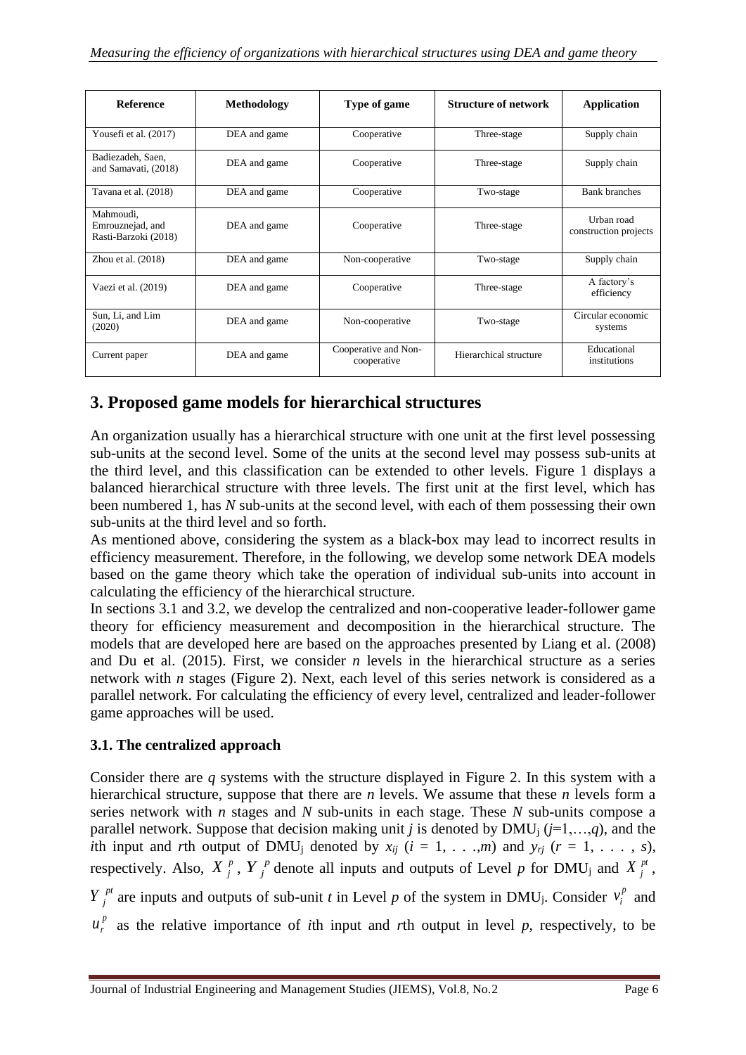| Reference | Methodology | Type of game | Structure of network | Application |
|---|---|---|---|---|
| Yousefi et al. (2017) | DEA and game | Cooperative | Three-stage | Supply chain |
| Badiezadeh, Saen, and Samavati, (2018) | DEA and game | Cooperative | Three-stage | Supply chain |
| Tavana et al. (2018) | DEA and game | Cooperative | Two-stage | Bank branches |
| Mahmoudi, Emrouznejad, and Rasti-Barzoki (2018) | DEA and game | Cooperative | Three-stage | Urban road construction projects |
| Zhou et al. (2018) | DEA and game | Non-cooperative | Two-stage | Supply chain |
| Vaezi et al. (2019) | DEA and game | Cooperative | Three-stage | A factory's efficiency |
| Sun, Li, and Lim (2020) | DEA and game | Non-cooperative | Two-stage | Circular economic systems |
| Current paper | DEA and game | Cooperative and Non-cooperative | Hierarchical structure | Educational institutions |

## 3. Proposed game models for hierarchical structures

An organization usually has a hierarchical structure with one unit at the first level possessing sub-units at the second level. Some of the units at the second level may possess sub-units at the third level, and this classification can be extended to other levels. Figure 1 displays a balanced hierarchical structure with three levels. The first unit at the first level, which has been numbered 1, has *N* sub-units at the second level, with each of them possessing their own sub-units at the third level and so forth.

As mentioned above, considering the system as a black-box may lead to incorrect results in efficiency measurement. Therefore, in the following, we develop some network DEA models based on the game theory which take the operation of individual sub-units into account in calculating the efficiency of the hierarchical structure.

In sections 3.1 and 3.2, we develop the centralized and non-cooperative leader-follower game theory for efficiency measurement and decomposition in the hierarchical structure. The models that are developed here are based on the approaches presented by Liang et al. (2008) and Du et al. (2015). First, we consider *n* levels in the hierarchical structure as a series network with *n* stages (Figure 2). Next, each level of this series network is considered as a parallel network. For calculating the efficiency of every level, centralized and leader-follower game approaches will be used.

### 3.1. The centralized approach

Consider there are *q* systems with the structure displayed in Figure 2. In this system with a hierarchical structure, suppose that there are *n* levels. We assume that these *n* levels form a series network with *n* stages and *N* sub-units in each stage. These *N* sub-units compose a parallel network. Suppose that decision making unit *j* is denoted by $DMU_j$ ($j=1,\ldots,q$), and the *i*th input and *r*th output of $DMU_j$ denoted by $x_{ij}$ ($i = 1, \ldots, m$) and $y_{rj}$ ($r = 1, \ldots, s$), respectively. Also, $X_j^p$, $Y_j^p$ denote all inputs and outputs of Level *p* for $DMU_j$ and $X_j^{pt}$, $Y_j^{pt}$ are inputs and outputs of sub-unit *t* in Level *p* of the system in $DMU_j$. Consider $v_i^p$ and $u_r^p$ as the relative importance of *i*th input and *r*th output in level *p*, respectively, to be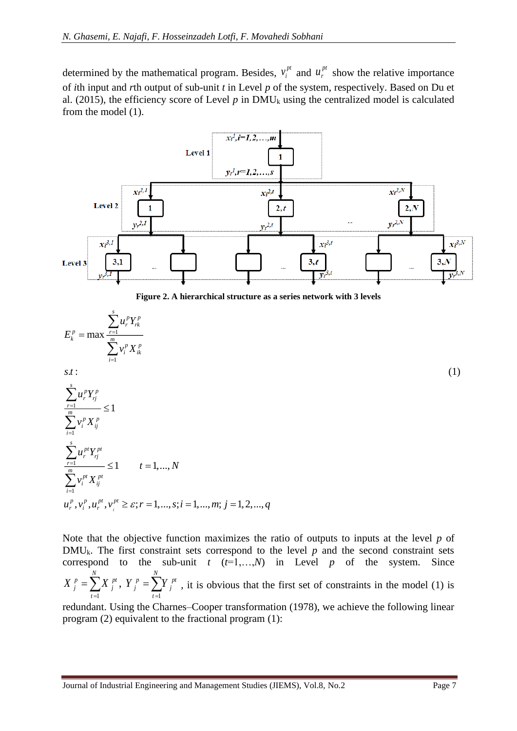determined by the mathematical program. Besides, $v_i^{pt}$ and $u_r^{pt}$ show the relative importance of $i$th input and $r$th output of sub-unit $t$ in Level $p$ of the system, respectively. Based on Du et al. (2015), the efficiency score of Level $p$ in DMU$_k$ using the centralized model is calculated from the model (1).

**Figure 2. A hierarchical structure as a series network with 3 levels**

$$
\begin{aligned}
& E_k^p = \max \frac{\sum_{r=1}^{s} u_r^p Y_{rk}^p}{\sum_{i=1}^{m} v_i^p X_{ik}^p} \\
& s.t: \qquad\qquad\qquad\qquad\qquad\qquad\qquad\qquad\qquad\qquad\qquad\qquad\qquad\qquad\qquad\qquad (1) \\
& \frac{\sum_{r=1}^{s} u_r^p Y_{rj}^p}{\sum_{i=1}^{m} v_i^p X_{ij}^p} \le 1 \\
& \frac{\sum_{r=1}^{s} u_r^{pt} Y_{rj}^{pt}}{\sum_{i=1}^{m} v_i^{pt} X_{ij}^{pt}} \le 1 \qquad t = 1,\dots,N \\
& u_r^p, v_i^p, u_r^{pt}, v_i^{pt} \ge \varepsilon; r = 1,\dots,s; i = 1,\dots,m; j = 1,2,\dots,q
\end{aligned}
$$

Note that the objective function maximizes the ratio of outputs to inputs at the level $p$ of DMU$_k$. The first constraint sets correspond to the level $p$ and the second constraint sets correspond to the sub-unit $t$ ($t$=1,…,$N$) in Level $p$ of the system. Since $X_j^p = \sum_{t=1}^{N} X_j^{pt}$, $Y_j^p = \sum_{t=1}^{N} Y_j^{pt}$, it is obvious that the first set of constraints in the model (1) is redundant. Using the Charnes–Cooper transformation (1978), we achieve the following linear program (2) equivalent to the fractional program (1):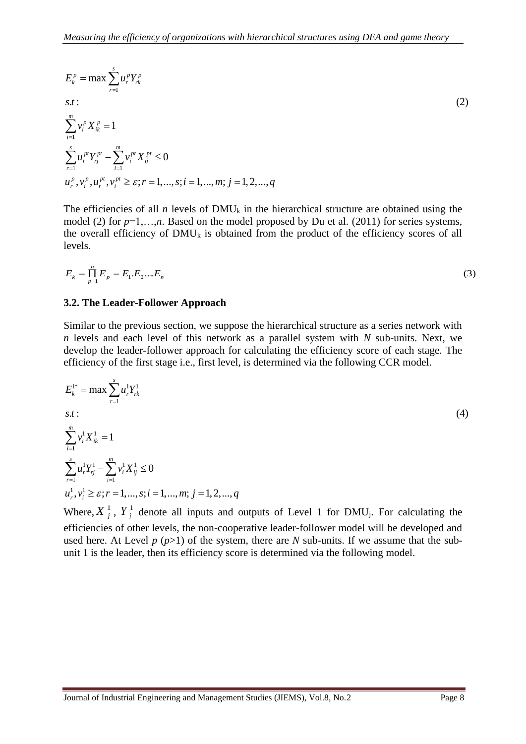$$
\begin{aligned}
& E_k^p = \max \sum_{r=1}^{s} u_r^p Y_{rk}^p \\
& s.t.: \\
& \sum_{i=1}^{m} v_i^p X_{ik}^p = 1 \\
& \sum_{r=1}^{s} u_r^{pt} Y_{rj}^{pt} - \sum_{i=1}^{m} v_i^{pt} X_{ij}^{pt} \le 0 \\
& u_r^p, v_i^p, u_r^{pt}, v_i^{pt} \ge \varepsilon; r = 1,...,s; i = 1,...,m; j = 1,2,...,q
\end{aligned} \tag{2}
$$

The efficiencies of all $n$ levels of $DMU_k$ in the hierarchical structure are obtained using the model (2) for $p=1,\ldots,n$. Based on the model proposed by Du et al. (2011) for series systems, the overall efficiency of $DMU_k$ is obtained from the product of the efficiency scores of all levels.

$$
E_k = \prod_{p=1}^{n} E_p = E_1.E_2....E_n \tag{3}
$$

### 3.2. The Leader-Follower Approach

Similar to the previous section, we suppose the hierarchical structure as a series network with $n$ levels and each level of this network as a parallel system with $N$ sub-units. Next, we develop the leader-follower approach for calculating the efficiency score of each stage. The efficiency of the first stage i.e., first level, is determined via the following CCR model.

$$
\begin{aligned}
& E_k^{1*} = \max \sum_{r=1}^{s} u_r^1 Y_{rk}^1 \\
& s.t.: \\
& \sum_{i=1}^{m} v_i^1 X_{ik}^1 = 1 \\
& \sum_{r=1}^{s} u_r^1 Y_{rj}^1 - \sum_{i=1}^{m} v_i^1 X_{ij}^1 \le 0 \\
& u_r^1, v_i^1 \ge \varepsilon; r = 1,...,s; i = 1,...,m; j = 1,2,...,q
\end{aligned} \tag{4}
$$

Where, $X_j^1$, $Y_j^1$ denote all inputs and outputs of Level 1 for $DMU_j$. For calculating the efficiencies of other levels, the non-cooperative leader-follower model will be developed and used here. At Level $p$ ($p>1$) of the system, there are $N$ sub-units. If we assume that the sub-unit 1 is the leader, then its efficiency score is determined via the following model.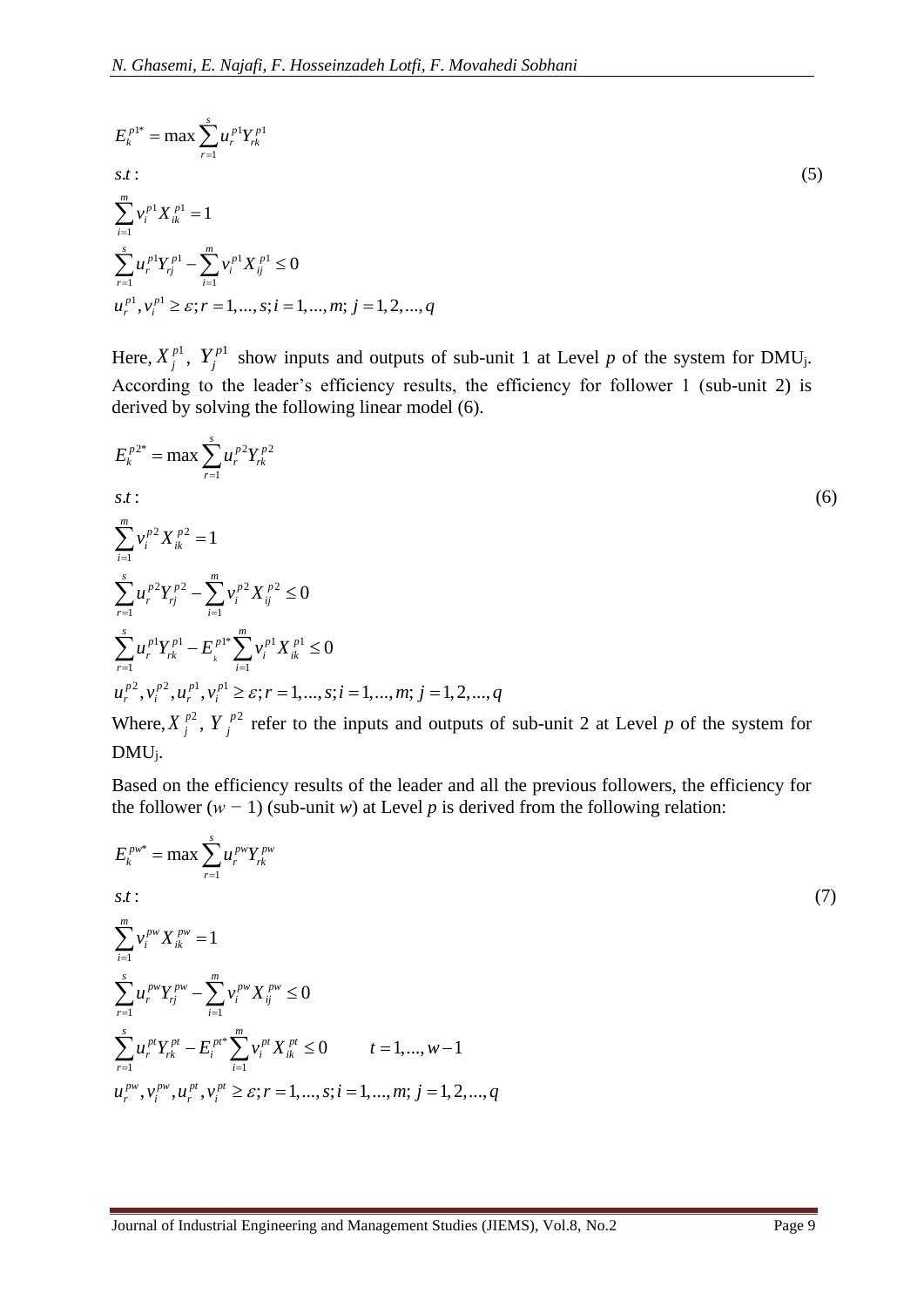$$
\begin{aligned}
& E_k^{p1*} = \max \sum_{r=1}^{s} u_r^{p1} Y_{rk}^{p1} \\
& s.t: \\
& \sum_{i=1}^{m} v_i^{p1} X_{ik}^{p1} = 1 \\
& \sum_{r=1}^{s} u_r^{p1} Y_{rj}^{p1} - \sum_{i=1}^{m} v_i^{p1} X_{ij}^{p1} \leq 0 \\
& u_r^{p1}, v_i^{p1} \geq \varepsilon; r = 1,...,s; i = 1,...,m; j = 1,2,...,q
\end{aligned} \tag{5}
$$

Here, $X_j^{p1}$, $Y_j^{p1}$ show inputs and outputs of sub-unit 1 at Level *p* of the system for DMU$_j$. According to the leader's efficiency results, the efficiency for follower 1 (sub-unit 2) is derived by solving the following linear model (6).

$$
\begin{aligned}
& E_k^{p2*} = \max \sum_{r=1}^{s} u_r^{p2} Y_{rk}^{p2} \\
& s.t: \\
& \sum_{i=1}^{m} v_i^{p2} X_{ik}^{p2} = 1 \\
& \sum_{r=1}^{s} u_r^{p2} Y_{rj}^{p2} - \sum_{i=1}^{m} v_i^{p2} X_{ij}^{p2} \leq 0 \\
& \sum_{r=1}^{s} u_r^{p1} Y_{rk}^{p1} - E_k^{p1*} \sum_{i=1}^{m} v_i^{p1} X_{ik}^{p1} \leq 0 \\
& u_r^{p2}, v_i^{p2}, u_r^{p1}, v_i^{p1} \geq \varepsilon; r = 1,...,s; i = 1,...,m; j = 1,2,...,q
\end{aligned} \tag{6}
$$

Where, $X_j^{p2}$, $Y_j^{p2}$ refer to the inputs and outputs of sub-unit 2 at Level *p* of the system for DMU$_j$.

Based on the efficiency results of the leader and all the previous followers, the efficiency for the follower ($w - 1$) (sub-unit *w*) at Level *p* is derived from the following relation:

$$
\begin{aligned}
& E_k^{pw*} = \max \sum_{r=1}^{s} u_r^{pw} Y_{rk}^{pw} \\
& s.t: \\
& \sum_{i=1}^{m} v_i^{pw} X_{ik}^{pw} = 1 \\
& \sum_{r=1}^{s} u_r^{pw} Y_{rj}^{pw} - \sum_{i=1}^{m} v_i^{pw} X_{ij}^{pw} \leq 0 \\
& \sum_{r=1}^{s} u_r^{pt} Y_{rk}^{pt} - E_i^{pt*} \sum_{i=1}^{m} v_i^{pt} X_{ik}^{pt} \leq 0 \qquad t = 1,...,w-1 \\
& u_r^{pw}, v_i^{pw}, u_r^{pt}, v_i^{pt} \geq \varepsilon; r = 1,...,s; i = 1,...,m; j = 1,2,...,q
\end{aligned} \tag{7}
$$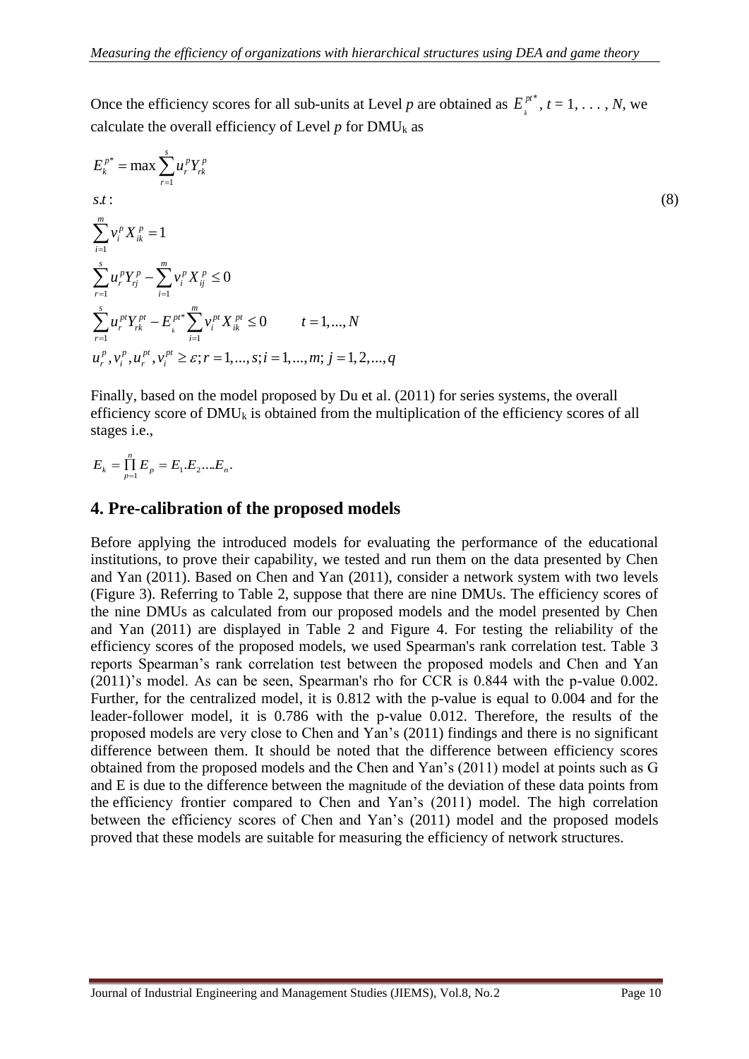Once the efficiency scores for all sub-units at Level $p$ are obtained as $E_k^{pt^*}$, $t = 1, \ldots, N$, we calculate the overall efficiency of Level $p$ for DMU$_k$ as

$$
\begin{aligned}
& E_k^{p^*} = \max \sum_{r=1}^{s} u_r^p Y_{rk}^p \\
& s.t.: \\
& \sum_{i=1}^{m} v_i^p X_{ik}^p = 1 \\
& \sum_{r=1}^{s} u_r^p Y_{rj}^p - \sum_{i=1}^{m} v_i^p X_{ij}^p \leq 0 \\
& \sum_{r=1}^{s} u_r^{pt} Y_{rk}^{pt} - E_k^{pt^*} \sum_{i=1}^{m} v_i^{pt} X_{ik}^{pt} \leq 0 \qquad t = 1, \ldots, N \\
& u_r^p, v_i^p, u_r^{pt}, v_i^{pt} \geq \varepsilon; r = 1, \ldots, s; i = 1, \ldots, m; j = 1, 2, \ldots, q
\end{aligned}
\tag{8}
$$

Finally, based on the model proposed by Du et al. (2011) for series systems, the overall efficiency score of DMU$_k$ is obtained from the multiplication of the efficiency scores of all stages i.e.,

$$E_k = \prod_{p=1}^{n} E_p = E_1.E_2 \ldots .E_n.$$

## 4. Pre-calibration of the proposed models

Before applying the introduced models for evaluating the performance of the educational institutions, to prove their capability, we tested and run them on the data presented by Chen and Yan (2011). Based on Chen and Yan (2011), consider a network system with two levels (Figure 3). Referring to Table 2, suppose that there are nine DMUs. The efficiency scores of the nine DMUs as calculated from our proposed models and the model presented by Chen and Yan (2011) are displayed in Table 2 and Figure 4. For testing the reliability of the efficiency scores of the proposed models, we used Spearman's rank correlation test. Table 3 reports Spearman's rank correlation test between the proposed models and Chen and Yan (2011)'s model. As can be seen, Spearman's rho for CCR is 0.844 with the p-value 0.002. Further, for the centralized model, it is 0.812 with the p-value is equal to 0.004 and for the leader-follower model, it is 0.786 with the p-value 0.012. Therefore, the results of the proposed models are very close to Chen and Yan's (2011) findings and there is no significant difference between them. It should be noted that the difference between efficiency scores obtained from the proposed models and the Chen and Yan's (2011) model at points such as G and E is due to the difference between the magnitude of the deviation of these data points from the efficiency frontier compared to Chen and Yan's (2011) model. The high correlation between the efficiency scores of Chen and Yan's (2011) model and the proposed models proved that these models are suitable for measuring the efficiency of network structures.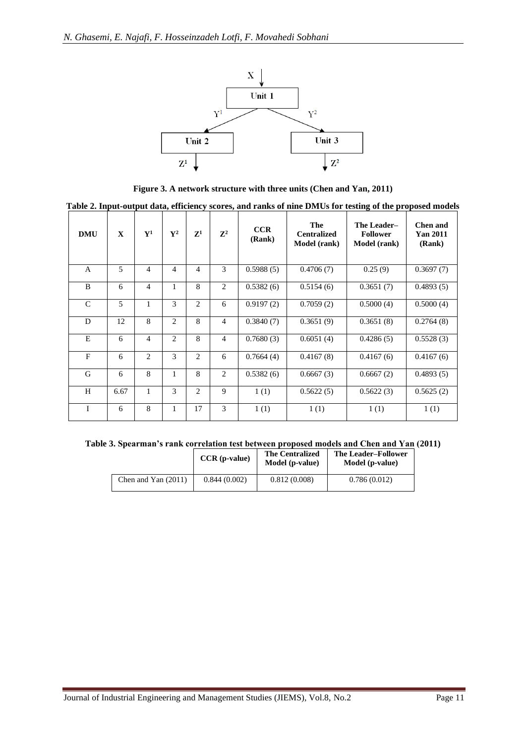Figure 3. A network structure with three units (Chen and Yan, 2011)

**Table 2. Input-output data, efficiency scores, and ranks of nine DMUs for testing of the proposed models**

| DMU | X | $Y^1$ | $Y^2$ | $Z^1$ | $Z^2$ | CCR (Rank) | The Centralized Model (rank) | The Leader–Follower Model (rank) | Chen and Yan 2011 (Rank) |
|---|---|---|---|---|---|---|---|---|---|
| A | 5 | 4 | 4 | 4 | 3 | 0.5988 (5) | 0.4706 (7) | 0.25 (9) | 0.3697 (7) |
| B | 6 | 4 | 1 | 8 | 2 | 0.5382 (6) | 0.5154 (6) | 0.3651 (7) | 0.4893 (5) |
| C | 5 | 1 | 3 | 2 | 6 | 0.9197 (2) | 0.7059 (2) | 0.5000 (4) | 0.5000 (4) |
| D | 12 | 8 | 2 | 8 | 4 | 0.3840 (7) | 0.3651 (9) | 0.3651 (8) | 0.2764 (8) |
| E | 6 | 4 | 2 | 8 | 4 | 0.7680 (3) | 0.6051 (4) | 0.4286 (5) | 0.5528 (3) |
| F | 6 | 2 | 3 | 2 | 6 | 0.7664 (4) | 0.4167 (8) | 0.4167 (6) | 0.4167 (6) |
| G | 6 | 8 | 1 | 8 | 2 | 0.5382 (6) | 0.6667 (3) | 0.6667 (2) | 0.4893 (5) |
| H | 6.67 | 1 | 3 | 2 | 9 | 1 (1) | 0.5622 (5) | 0.5622 (3) | 0.5625 (2) |
| I | 6 | 8 | 1 | 17 | 3 | 1 (1) | 1 (1) | 1 (1) | 1 (1) |

**Table 3. Spearman's rank correlation test between proposed models and Chen and Yan (2011)**

| | CCR (p-value) | The Centralized Model (p-value) | The Leader–Follower Model (p-value) |
|---|---|---|---|
| Chen and Yan (2011) | 0.844 (0.002) | 0.812 (0.008) | 0.786 (0.012) |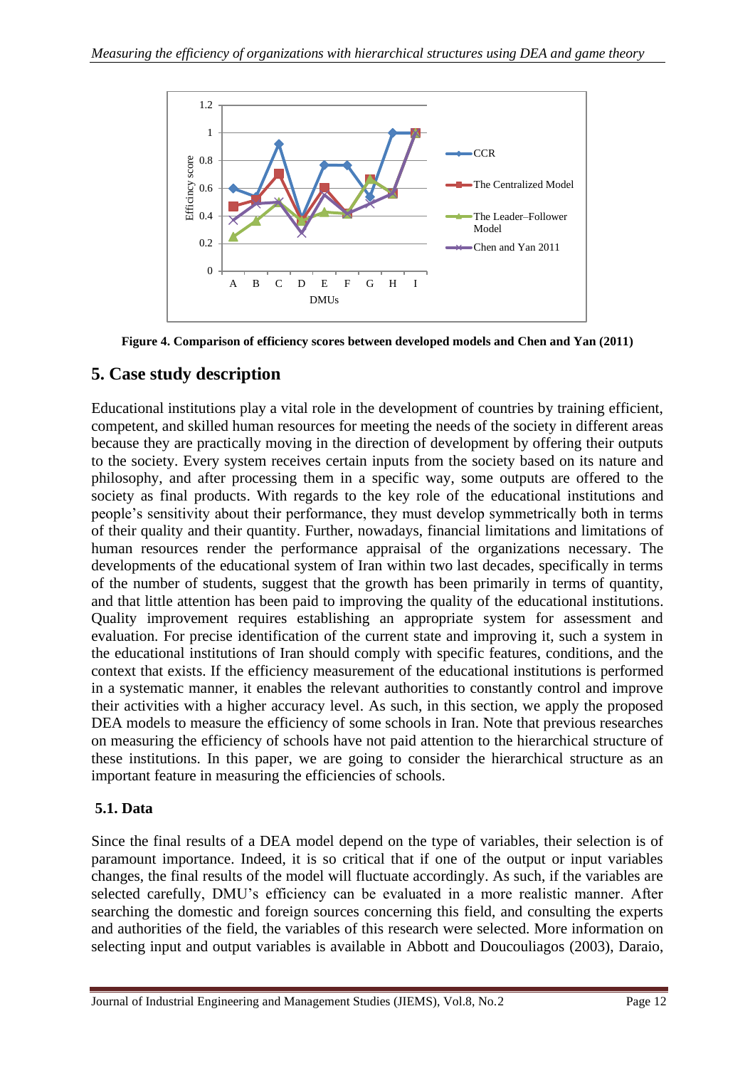Figure 4. Comparison of efficiency scores between developed models and Chen and Yan (2011)

## 5. Case study description

Educational institutions play a vital role in the development of countries by training efficient, competent, and skilled human resources for meeting the needs of the society in different areas because they are practically moving in the direction of development by offering their outputs to the society. Every system receives certain inputs from the society based on its nature and philosophy, and after processing them in a specific way, some outputs are offered to the society as final products. With regards to the key role of the educational institutions and people's sensitivity about their performance, they must develop symmetrically both in terms of their quality and their quantity. Further, nowadays, financial limitations and limitations of human resources render the performance appraisal of the organizations necessary. The developments of the educational system of Iran within two last decades, specifically in terms of the number of students, suggest that the growth has been primarily in terms of quantity, and that little attention has been paid to improving the quality of the educational institutions. Quality improvement requires establishing an appropriate system for assessment and evaluation. For precise identification of the current state and improving it, such a system in the educational institutions of Iran should comply with specific features, conditions, and the context that exists. If the efficiency measurement of the educational institutions is performed in a systematic manner, it enables the relevant authorities to constantly control and improve their activities with a higher accuracy level. As such, in this section, we apply the proposed DEA models to measure the efficiency of some schools in Iran. Note that previous researches on measuring the efficiency of schools have not paid attention to the hierarchical structure of these institutions. In this paper, we are going to consider the hierarchical structure as an important feature in measuring the efficiencies of schools.

### 5.1. Data

Since the final results of a DEA model depend on the type of variables, their selection is of paramount importance. Indeed, it is so critical that if one of the output or input variables changes, the final results of the model will fluctuate accordingly. As such, if the variables are selected carefully, DMU's efficiency can be evaluated in a more realistic manner. After searching the domestic and foreign sources concerning this field, and consulting the experts and authorities of the field, the variables of this research were selected. More information on selecting input and output variables is available in Abbott and Doucouliagos (2003), Daraio,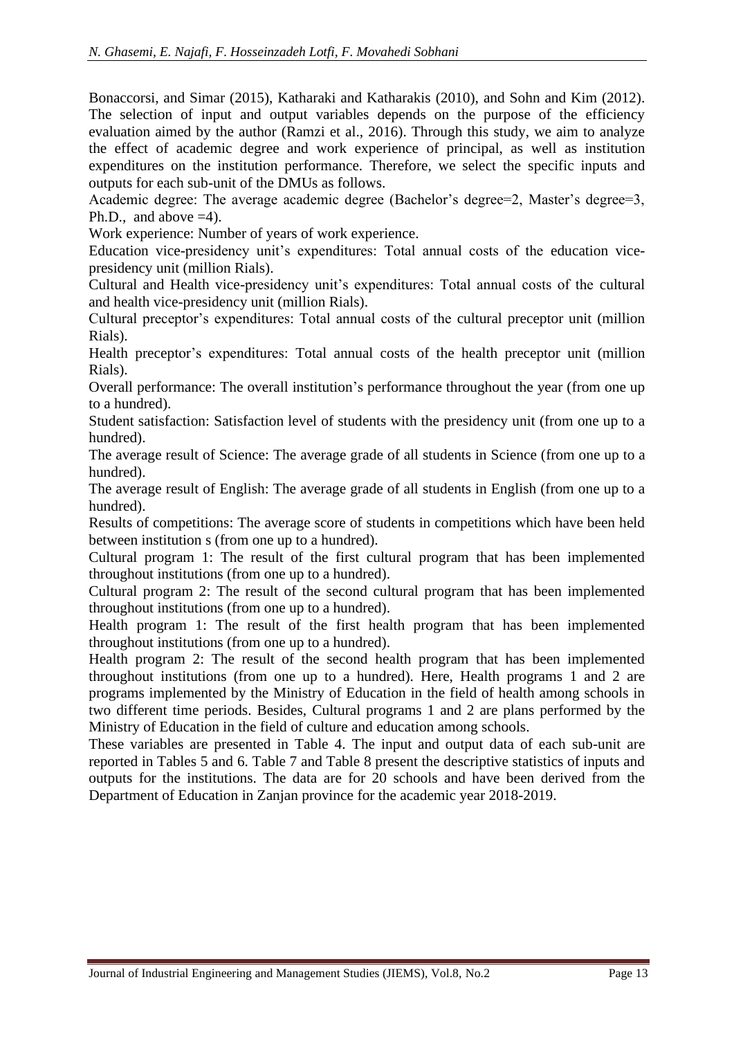Bonaccorsi, and Simar (2015), Katharaki and Katharakis (2010), and Sohn and Kim (2012). The selection of input and output variables depends on the purpose of the efficiency evaluation aimed by the author (Ramzi et al., 2016). Through this study, we aim to analyze the effect of academic degree and work experience of principal, as well as institution expenditures on the institution performance. Therefore, we select the specific inputs and outputs for each sub-unit of the DMUs as follows.

Academic degree: The average academic degree (Bachelor's degree=2, Master's degree=3, Ph.D., and above =4).

Work experience: Number of years of work experience.

Education vice-presidency unit's expenditures: Total annual costs of the education vice-presidency unit (million Rials).

Cultural and Health vice-presidency unit's expenditures: Total annual costs of the cultural and health vice-presidency unit (million Rials).

Cultural preceptor's expenditures: Total annual costs of the cultural preceptor unit (million Rials).

Health preceptor's expenditures: Total annual costs of the health preceptor unit (million Rials).

Overall performance: The overall institution's performance throughout the year (from one up to a hundred).

Student satisfaction: Satisfaction level of students with the presidency unit (from one up to a hundred).

The average result of Science: The average grade of all students in Science (from one up to a hundred).

The average result of English: The average grade of all students in English (from one up to a hundred).

Results of competitions: The average score of students in competitions which have been held between institution s (from one up to a hundred).

Cultural program 1: The result of the first cultural program that has been implemented throughout institutions (from one up to a hundred).

Cultural program 2: The result of the second cultural program that has been implemented throughout institutions (from one up to a hundred).

Health program 1: The result of the first health program that has been implemented throughout institutions (from one up to a hundred).

Health program 2: The result of the second health program that has been implemented throughout institutions (from one up to a hundred). Here, Health programs 1 and 2 are programs implemented by the Ministry of Education in the field of health among schools in two different time periods. Besides, Cultural programs 1 and 2 are plans performed by the Ministry of Education in the field of culture and education among schools.

These variables are presented in Table 4. The input and output data of each sub-unit are reported in Tables 5 and 6. Table 7 and Table 8 present the descriptive statistics of inputs and outputs for the institutions. The data are for 20 schools and have been derived from the Department of Education in Zanjan province for the academic year 2018-2019.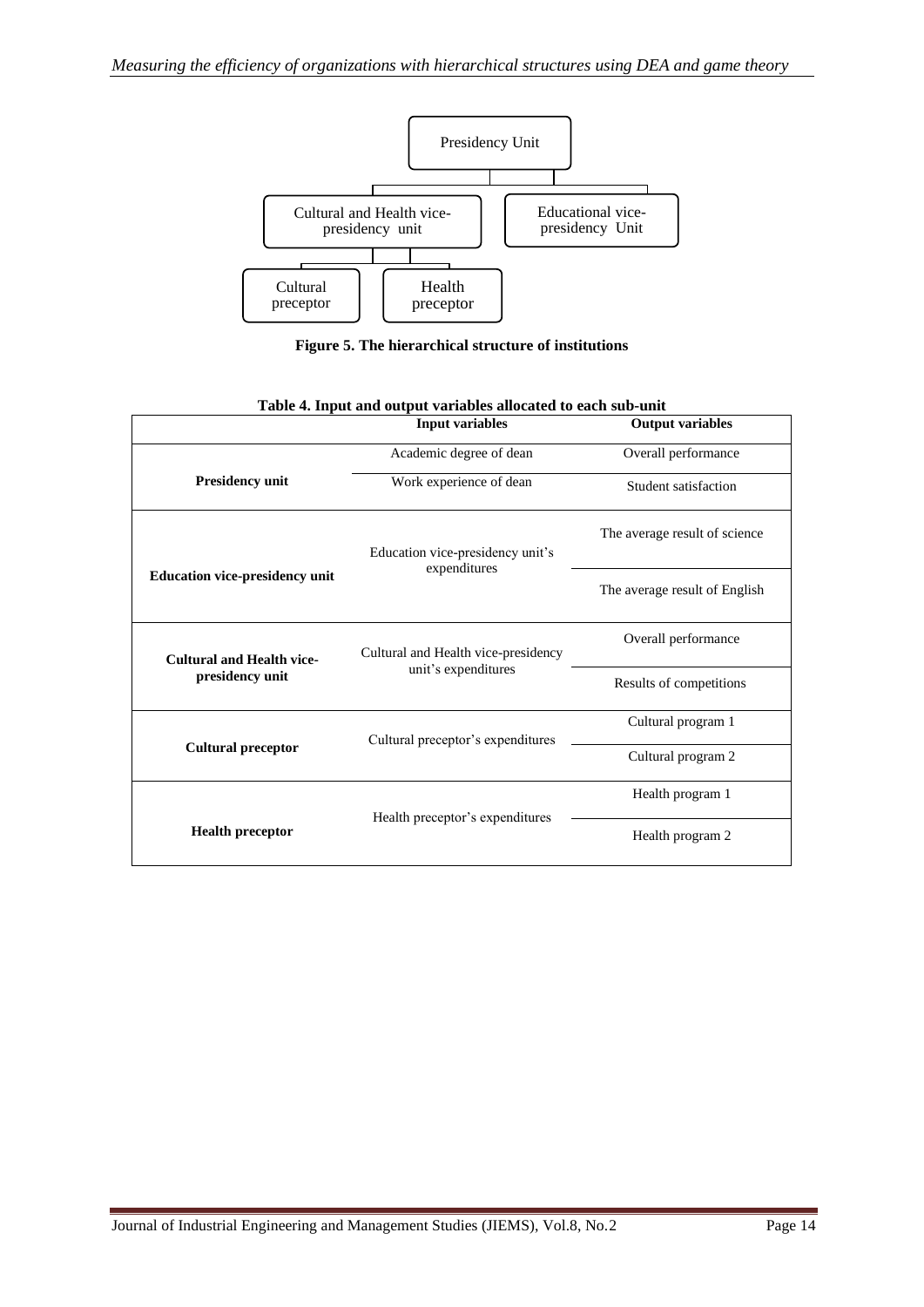**Figure 5. The hierarchical structure of institutions**

**Table 4. Input and output variables allocated to each sub-unit**

| | Input variables | Output variables |
|---|---|---|
| **Presidency unit** | Academic degree of dean | Overall performance |
| | Work experience of dean | Student satisfaction |
| **Education vice-presidency unit** | Education vice-presidency unit's expenditures | The average result of science |
| | | The average result of English |
| **Cultural and Health vice-presidency unit** | Cultural and Health vice-presidency unit's expenditures | Overall performance |
| | | Results of competitions |
| **Cultural preceptor** | Cultural preceptor's expenditures | Cultural program 1 |
| | | Cultural program 2 |
| **Health preceptor** | Health preceptor's expenditures | Health program 1 |
| | | Health program 2 |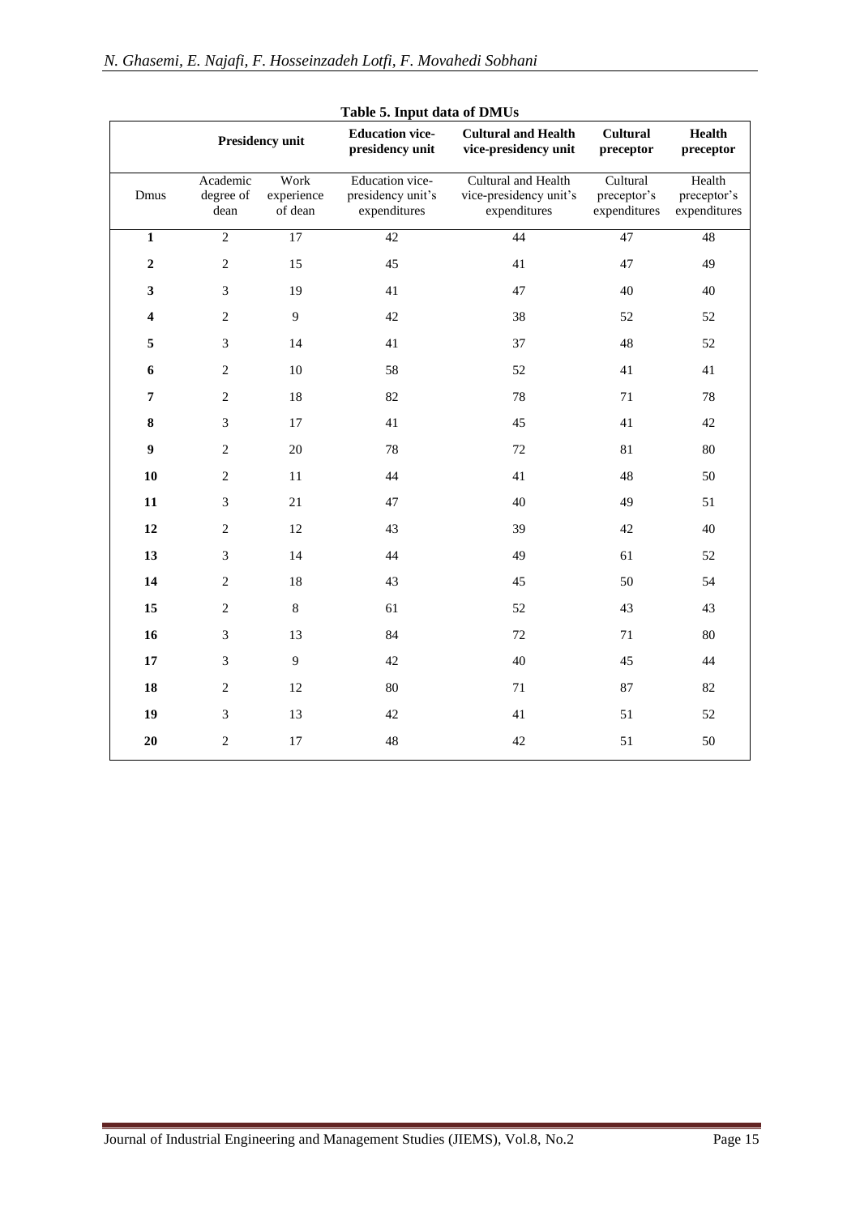**Table 5. Input data of DMUs**

| | Presidency unit | | Education vice-presidency unit | Cultural and Health vice-presidency unit | Cultural preceptor | Health preceptor |
|---|---|---|---|---|---|---|
| Dmus | Academic degree of dean | Work experience of dean | Education vice-presidency unit's expenditures | Cultural and Health vice-presidency unit's expenditures | Cultural preceptor's expenditures | Health preceptor's expenditures |
| **1** | 2 | 17 | 42 | 44 | 47 | 48 |
| **2** | 2 | 15 | 45 | 41 | 47 | 49 |
| **3** | 3 | 19 | 41 | 47 | 40 | 40 |
| **4** | 2 | 9 | 42 | 38 | 52 | 52 |
| **5** | 3 | 14 | 41 | 37 | 48 | 52 |
| **6** | 2 | 10 | 58 | 52 | 41 | 41 |
| **7** | 2 | 18 | 82 | 78 | 71 | 78 |
| **8** | 3 | 17 | 41 | 45 | 41 | 42 |
| **9** | 2 | 20 | 78 | 72 | 81 | 80 |
| **10** | 2 | 11 | 44 | 41 | 48 | 50 |
| **11** | 3 | 21 | 47 | 40 | 49 | 51 |
| **12** | 2 | 12 | 43 | 39 | 42 | 40 |
| **13** | 3 | 14 | 44 | 49 | 61 | 52 |
| **14** | 2 | 18 | 43 | 45 | 50 | 54 |
| **15** | 2 | 8 | 61 | 52 | 43 | 43 |
| **16** | 3 | 13 | 84 | 72 | 71 | 80 |
| **17** | 3 | 9 | 42 | 40 | 45 | 44 |
| **18** | 2 | 12 | 80 | 71 | 87 | 82 |
| **19** | 3 | 13 | 42 | 41 | 51 | 52 |
| **20** | 2 | 17 | 48 | 42 | 51 | 50 |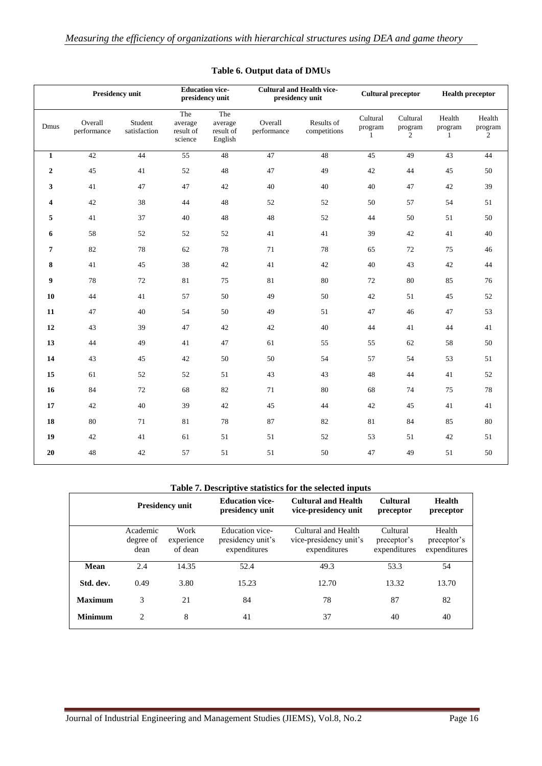**Table 6. Output data of DMUs**

| | Presidency unit | | Education vice-presidency unit | | Cultural and Health vice-presidency unit | | Cultural preceptor | | Health preceptor | |
|---|---|---|---|---|---|---|---|---|---|---|
| Dmus | Overall performance | Student satisfaction | The average result of science | The average result of English | Overall performance | Results of competitions | Cultural program 1 | Cultural program 2 | Health program 1 | Health program 2 |
| **1** | 42 | 44 | 55 | 48 | 47 | 48 | 45 | 49 | 43 | 44 |
| **2** | 45 | 41 | 52 | 48 | 47 | 49 | 42 | 44 | 45 | 50 |
| **3** | 41 | 47 | 47 | 42 | 40 | 40 | 40 | 47 | 42 | 39 |
| **4** | 42 | 38 | 44 | 48 | 52 | 52 | 50 | 57 | 54 | 51 |
| **5** | 41 | 37 | 40 | 48 | 48 | 52 | 44 | 50 | 51 | 50 |
| **6** | 58 | 52 | 52 | 52 | 41 | 41 | 39 | 42 | 41 | 40 |
| **7** | 82 | 78 | 62 | 78 | 71 | 78 | 65 | 72 | 75 | 46 |
| **8** | 41 | 45 | 38 | 42 | 41 | 42 | 40 | 43 | 42 | 44 |
| **9** | 78 | 72 | 81 | 75 | 81 | 80 | 72 | 80 | 85 | 76 |
| **10** | 44 | 41 | 57 | 50 | 49 | 50 | 42 | 51 | 45 | 52 |
| **11** | 47 | 40 | 54 | 50 | 49 | 51 | 47 | 46 | 47 | 53 |
| **12** | 43 | 39 | 47 | 42 | 42 | 40 | 44 | 41 | 44 | 41 |
| **13** | 44 | 49 | 41 | 47 | 61 | 55 | 55 | 62 | 58 | 50 |
| **14** | 43 | 45 | 42 | 50 | 50 | 54 | 57 | 54 | 53 | 51 |
| **15** | 61 | 52 | 52 | 51 | 43 | 43 | 48 | 44 | 41 | 52 |
| **16** | 84 | 72 | 68 | 82 | 71 | 80 | 68 | 74 | 75 | 78 |
| **17** | 42 | 40 | 39 | 42 | 45 | 44 | 42 | 45 | 41 | 41 |
| **18** | 80 | 71 | 81 | 78 | 87 | 82 | 81 | 84 | 85 | 80 |
| **19** | 42 | 41 | 61 | 51 | 51 | 52 | 53 | 51 | 42 | 51 |
| **20** | 48 | 42 | 57 | 51 | 51 | 50 | 47 | 49 | 51 | 50 |

**Table 7. Descriptive statistics for the selected inputs**

| | Presidency unit | | Education vice-presidency unit | Cultural and Health vice-presidency unit | Cultural preceptor | Health preceptor |
|---|---|---|---|---|---|---|
| | Academic degree of dean | Work experience of dean | Education vice-presidency unit's expenditures | Cultural and Health vice-presidency unit's expenditures | Cultural preceptor's expenditures | Health preceptor's expenditures |
| **Mean** | 2.4 | 14.35 | 52.4 | 49.3 | 53.3 | 54 |
| **Std. dev.** | 0.49 | 3.80 | 15.23 | 12.70 | 13.32 | 13.70 |
| **Maximum** | 3 | 21 | 84 | 78 | 87 | 82 |
| **Minimum** | 2 | 8 | 41 | 37 | 40 | 40 |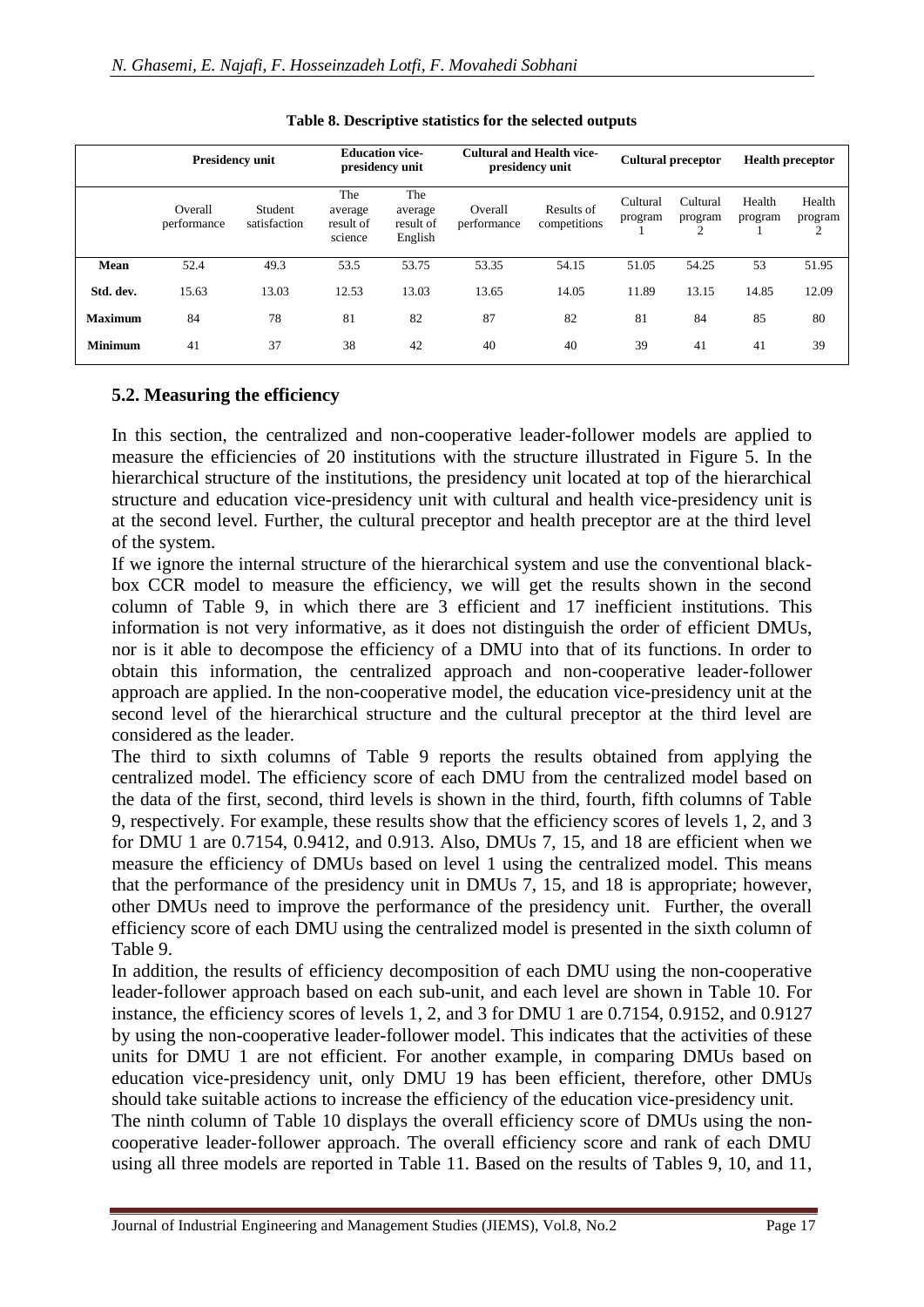**Table 8. Descriptive statistics for the selected outputs**

| | Presidency unit | | Education vice-presidency unit | | Cultural and Health vice-presidency unit | | Cultural preceptor | | Health preceptor | |
|---|---|---|---|---|---|---|---|---|---|---|
| | Overall performance | Student satisfaction | The average result of science | The average result of English | Overall performance | Results of competitions | Cultural program 1 | Cultural program 2 | Health program 1 | Health program 2 |
| **Mean** | 52.4 | 49.3 | 53.5 | 53.75 | 53.35 | 54.15 | 51.05 | 54.25 | 53 | 51.95 |
| **Std. dev.** | 15.63 | 13.03 | 12.53 | 13.03 | 13.65 | 14.05 | 11.89 | 13.15 | 14.85 | 12.09 |
| **Maximum** | 84 | 78 | 81 | 82 | 87 | 82 | 81 | 84 | 85 | 80 |
| **Minimum** | 41 | 37 | 38 | 42 | 40 | 40 | 39 | 41 | 41 | 39 |

## 5.2. Measuring the efficiency

In this section, the centralized and non-cooperative leader-follower models are applied to measure the efficiencies of 20 institutions with the structure illustrated in Figure 5. In the hierarchical structure of the institutions, the presidency unit located at top of the hierarchical structure and education vice-presidency unit with cultural and health vice-presidency unit is at the second level. Further, the cultural preceptor and health preceptor are at the third level of the system.

If we ignore the internal structure of the hierarchical system and use the conventional black-box CCR model to measure the efficiency, we will get the results shown in the second column of Table 9, in which there are 3 efficient and 17 inefficient institutions. This information is not very informative, as it does not distinguish the order of efficient DMUs, nor is it able to decompose the efficiency of a DMU into that of its functions. In order to obtain this information, the centralized approach and non-cooperative leader-follower approach are applied. In the non-cooperative model, the education vice-presidency unit at the second level of the hierarchical structure and the cultural preceptor at the third level are considered as the leader.

The third to sixth columns of Table 9 reports the results obtained from applying the centralized model. The efficiency score of each DMU from the centralized model based on the data of the first, second, third levels is shown in the third, fourth, fifth columns of Table 9, respectively. For example, these results show that the efficiency scores of levels 1, 2, and 3 for DMU 1 are 0.7154, 0.9412, and 0.913. Also, DMUs 7, 15, and 18 are efficient when we measure the efficiency of DMUs based on level 1 using the centralized model. This means that the performance of the presidency unit in DMUs 7, 15, and 18 is appropriate; however, other DMUs need to improve the performance of the presidency unit. Further, the overall efficiency score of each DMU using the centralized model is presented in the sixth column of Table 9.

In addition, the results of efficiency decomposition of each DMU using the non-cooperative leader-follower approach based on each sub-unit, and each level are shown in Table 10. For instance, the efficiency scores of levels 1, 2, and 3 for DMU 1 are 0.7154, 0.9152, and 0.9127 by using the non-cooperative leader-follower model. This indicates that the activities of these units for DMU 1 are not efficient. For another example, in comparing DMUs based on education vice-presidency unit, only DMU 19 has been efficient, therefore, other DMUs should take suitable actions to increase the efficiency of the education vice-presidency unit.

The ninth column of Table 10 displays the overall efficiency score of DMUs using the non-cooperative leader-follower approach. The overall efficiency score and rank of each DMU using all three models are reported in Table 11. Based on the results of Tables 9, 10, and 11,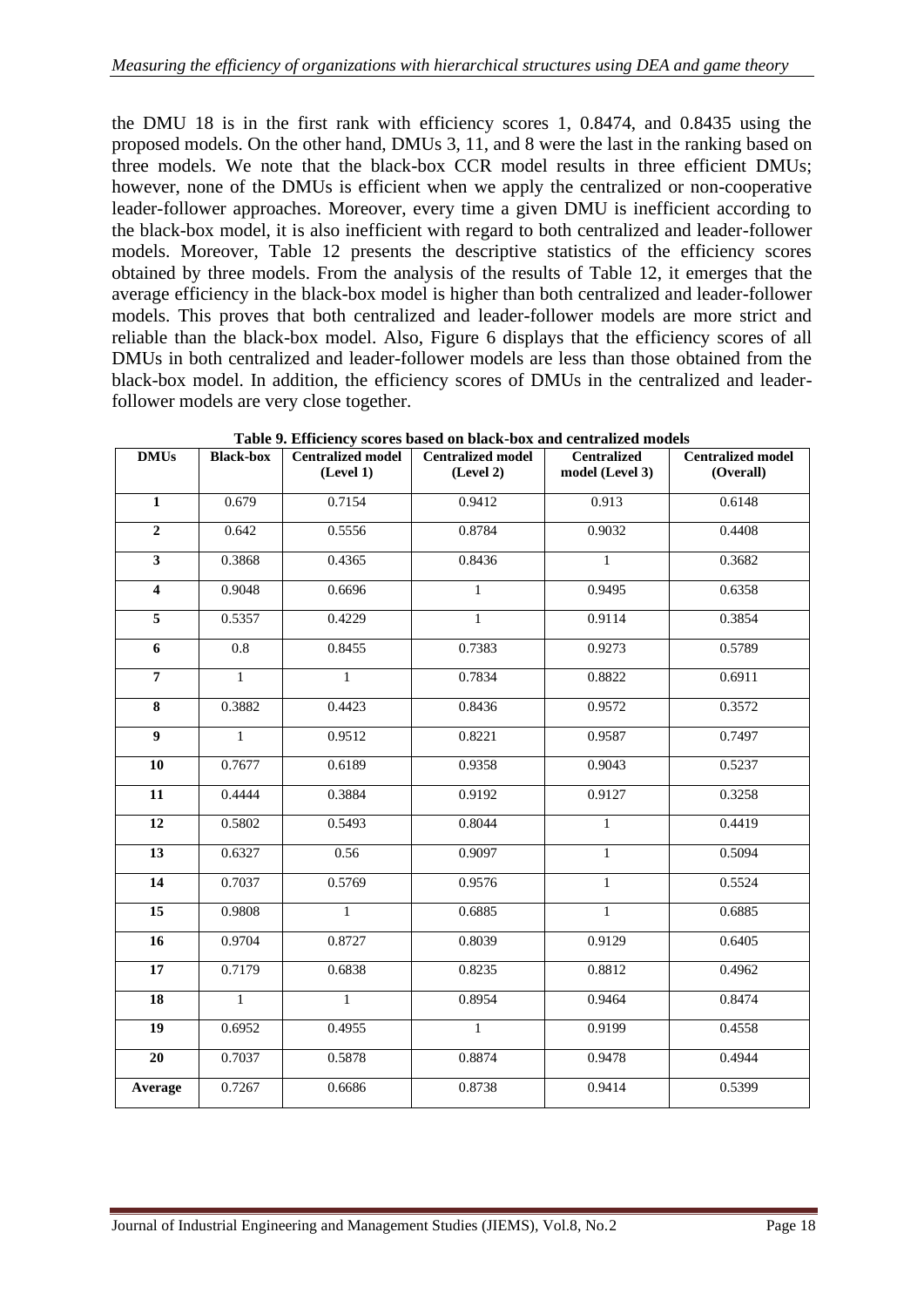the DMU 18 is in the first rank with efficiency scores 1, 0.8474, and 0.8435 using the proposed models. On the other hand, DMUs 3, 11, and 8 were the last in the ranking based on three models. We note that the black-box CCR model results in three efficient DMUs; however, none of the DMUs is efficient when we apply the centralized or non-cooperative leader-follower approaches. Moreover, every time a given DMU is inefficient according to the black-box model, it is also inefficient with regard to both centralized and leader-follower models. Moreover, Table 12 presents the descriptive statistics of the efficiency scores obtained by three models. From the analysis of the results of Table 12, it emerges that the average efficiency in the black-box model is higher than both centralized and leader-follower models. This proves that both centralized and leader-follower models are more strict and reliable than the black-box model. Also, Figure 6 displays that the efficiency scores of all DMUs in both centralized and leader-follower models are less than those obtained from the black-box model. In addition, the efficiency scores of DMUs in the centralized and leader-follower models are very close together.

**Table 9. Efficiency scores based on black-box and centralized models**

| DMUs | Black-box | Centralized model (Level 1) | Centralized model (Level 2) | Centralized model (Level 3) | Centralized model (Overall) |
|---|---|---|---|---|---|
| 1 | 0.679 | 0.7154 | 0.9412 | 0.913 | 0.6148 |
| 2 | 0.642 | 0.5556 | 0.8784 | 0.9032 | 0.4408 |
| 3 | 0.3868 | 0.4365 | 0.8436 | 1 | 0.3682 |
| 4 | 0.9048 | 0.6696 | 1 | 0.9495 | 0.6358 |
| 5 | 0.5357 | 0.4229 | 1 | 0.9114 | 0.3854 |
| 6 | 0.8 | 0.8455 | 0.7383 | 0.9273 | 0.5789 |
| 7 | 1 | 1 | 0.7834 | 0.8822 | 0.6911 |
| 8 | 0.3882 | 0.4423 | 0.8436 | 0.9572 | 0.3572 |
| 9 | 1 | 0.9512 | 0.8221 | 0.9587 | 0.7497 |
| 10 | 0.7677 | 0.6189 | 0.9358 | 0.9043 | 0.5237 |
| 11 | 0.4444 | 0.3884 | 0.9192 | 0.9127 | 0.3258 |
| 12 | 0.5802 | 0.5493 | 0.8044 | 1 | 0.4419 |
| 13 | 0.6327 | 0.56 | 0.9097 | 1 | 0.5094 |
| 14 | 0.7037 | 0.5769 | 0.9576 | 1 | 0.5524 |
| 15 | 0.9808 | 1 | 0.6885 | 1 | 0.6885 |
| 16 | 0.9704 | 0.8727 | 0.8039 | 0.9129 | 0.6405 |
| 17 | 0.7179 | 0.6838 | 0.8235 | 0.8812 | 0.4962 |
| 18 | 1 | 1 | 0.8954 | 0.9464 | 0.8474 |
| 19 | 0.6952 | 0.4955 | 1 | 0.9199 | 0.4558 |
| 20 | 0.7037 | 0.5878 | 0.8874 | 0.9478 | 0.4944 |
| Average | 0.7267 | 0.6686 | 0.8738 | 0.9414 | 0.5399 |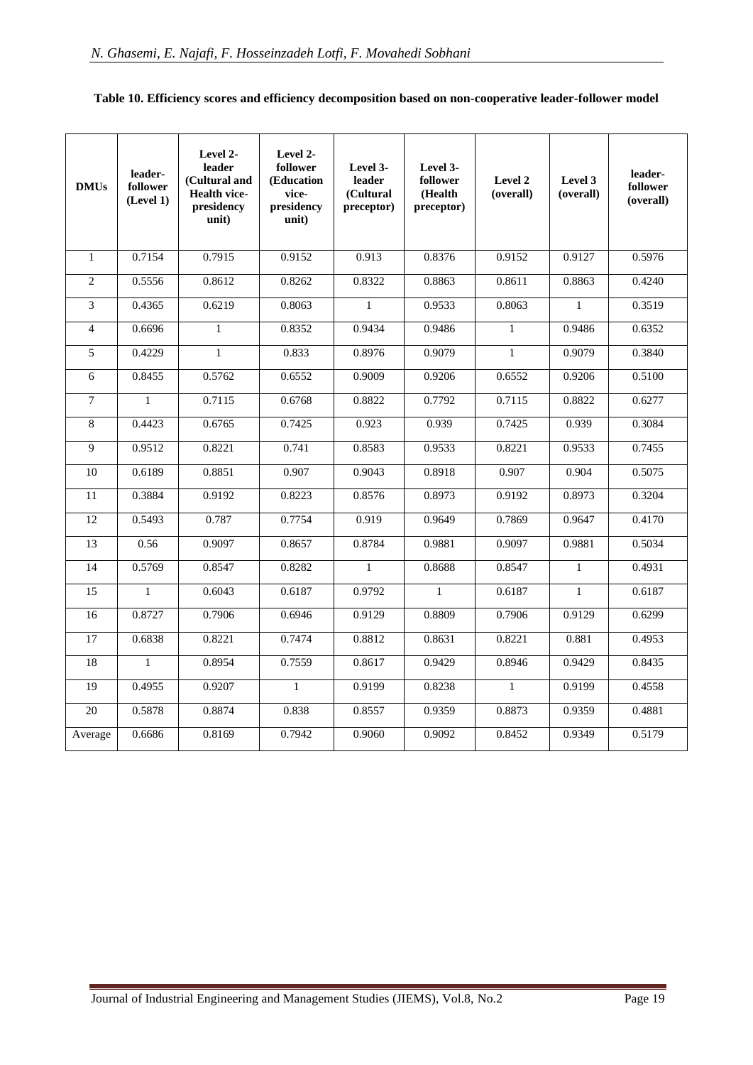**Table 10. Efficiency scores and efficiency decomposition based on non-cooperative leader-follower model**

| DMUs | leader-follower (Level 1) | Level 2-leader (Cultural and Health vice-presidency unit) | Level 2-follower (Education vice-presidency unit) | Level 3-leader (Cultural preceptor) | Level 3-follower (Health preceptor) | Level 2 (overall) | Level 3 (overall) | leader-follower (overall) |
|---|---|---|---|---|---|---|---|---|
| 1 | 0.7154 | 0.7915 | 0.9152 | 0.913 | 0.8376 | 0.9152 | 0.9127 | 0.5976 |
| 2 | 0.5556 | 0.8612 | 0.8262 | 0.8322 | 0.8863 | 0.8611 | 0.8863 | 0.4240 |
| 3 | 0.4365 | 0.6219 | 0.8063 | 1 | 0.9533 | 0.8063 | 1 | 0.3519 |
| 4 | 0.6696 | 1 | 0.8352 | 0.9434 | 0.9486 | 1 | 0.9486 | 0.6352 |
| 5 | 0.4229 | 1 | 0.833 | 0.8976 | 0.9079 | 1 | 0.9079 | 0.3840 |
| 6 | 0.8455 | 0.5762 | 0.6552 | 0.9009 | 0.9206 | 0.6552 | 0.9206 | 0.5100 |
| 7 | 1 | 0.7115 | 0.6768 | 0.8822 | 0.7792 | 0.7115 | 0.8822 | 0.6277 |
| 8 | 0.4423 | 0.6765 | 0.7425 | 0.923 | 0.939 | 0.7425 | 0.939 | 0.3084 |
| 9 | 0.9512 | 0.8221 | 0.741 | 0.8583 | 0.9533 | 0.8221 | 0.9533 | 0.7455 |
| 10 | 0.6189 | 0.8851 | 0.907 | 0.9043 | 0.8918 | 0.907 | 0.904 | 0.5075 |
| 11 | 0.3884 | 0.9192 | 0.8223 | 0.8576 | 0.8973 | 0.9192 | 0.8973 | 0.3204 |
| 12 | 0.5493 | 0.787 | 0.7754 | 0.919 | 0.9649 | 0.7869 | 0.9647 | 0.4170 |
| 13 | 0.56 | 0.9097 | 0.8657 | 0.8784 | 0.9881 | 0.9097 | 0.9881 | 0.5034 |
| 14 | 0.5769 | 0.8547 | 0.8282 | 1 | 0.8688 | 0.8547 | 1 | 0.4931 |
| 15 | 1 | 0.6043 | 0.6187 | 0.9792 | 1 | 0.6187 | 1 | 0.6187 |
| 16 | 0.8727 | 0.7906 | 0.6946 | 0.9129 | 0.8809 | 0.7906 | 0.9129 | 0.6299 |
| 17 | 0.6838 | 0.8221 | 0.7474 | 0.8812 | 0.8631 | 0.8221 | 0.881 | 0.4953 |
| 18 | 1 | 0.8954 | 0.7559 | 0.8617 | 0.9429 | 0.8946 | 0.9429 | 0.8435 |
| 19 | 0.4955 | 0.9207 | 1 | 0.9199 | 0.8238 | 1 | 0.9199 | 0.4558 |
| 20 | 0.5878 | 0.8874 | 0.838 | 0.8557 | 0.9359 | 0.8873 | 0.9359 | 0.4881 |
| Average | 0.6686 | 0.8169 | 0.7942 | 0.9060 | 0.9092 | 0.8452 | 0.9349 | 0.5179 |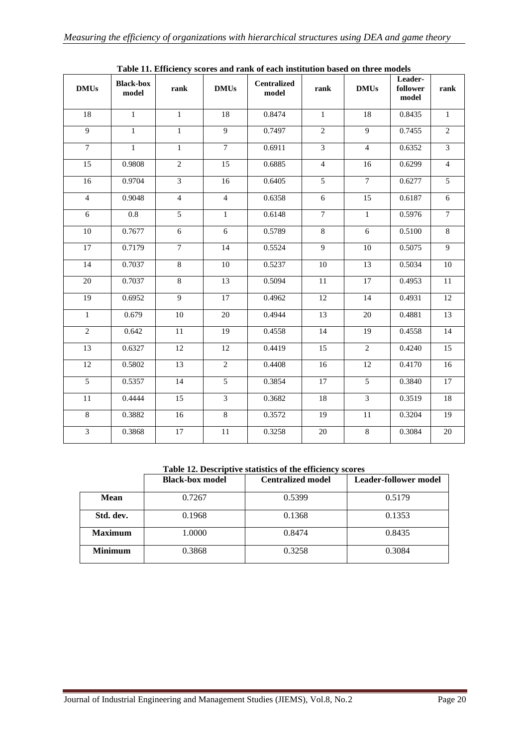**Table 11. Efficiency scores and rank of each institution based on three models**

| DMUs | Black-box model | rank | DMUs | Centralized model | rank | DMUs | Leader-follower model | rank |
|---|---|---|---|---|---|---|---|---|
| 18 | 1 | 1 | 18 | 0.8474 | 1 | 18 | 0.8435 | 1 |
| 9 | 1 | 1 | 9 | 0.7497 | 2 | 9 | 0.7455 | 2 |
| 7 | 1 | 1 | 7 | 0.6911 | 3 | 4 | 0.6352 | 3 |
| 15 | 0.9808 | 2 | 15 | 0.6885 | 4 | 16 | 0.6299 | 4 |
| 16 | 0.9704 | 3 | 16 | 0.6405 | 5 | 7 | 0.6277 | 5 |
| 4 | 0.9048 | 4 | 4 | 0.6358 | 6 | 15 | 0.6187 | 6 |
| 6 | 0.8 | 5 | 1 | 0.6148 | 7 | 1 | 0.5976 | 7 |
| 10 | 0.7677 | 6 | 6 | 0.5789 | 8 | 6 | 0.5100 | 8 |
| 17 | 0.7179 | 7 | 14 | 0.5524 | 9 | 10 | 0.5075 | 9 |
| 14 | 0.7037 | 8 | 10 | 0.5237 | 10 | 13 | 0.5034 | 10 |
| 20 | 0.7037 | 8 | 13 | 0.5094 | 11 | 17 | 0.4953 | 11 |
| 19 | 0.6952 | 9 | 17 | 0.4962 | 12 | 14 | 0.4931 | 12 |
| 1 | 0.679 | 10 | 20 | 0.4944 | 13 | 20 | 0.4881 | 13 |
| 2 | 0.642 | 11 | 19 | 0.4558 | 14 | 19 | 0.4558 | 14 |
| 13 | 0.6327 | 12 | 12 | 0.4419 | 15 | 2 | 0.4240 | 15 |
| 12 | 0.5802 | 13 | 2 | 0.4408 | 16 | 12 | 0.4170 | 16 |
| 5 | 0.5357 | 14 | 5 | 0.3854 | 17 | 5 | 0.3840 | 17 |
| 11 | 0.4444 | 15 | 3 | 0.3682 | 18 | 3 | 0.3519 | 18 |
| 8 | 0.3882 | 16 | 8 | 0.3572 | 19 | 11 | 0.3204 | 19 |
| 3 | 0.3868 | 17 | 11 | 0.3258 | 20 | 8 | 0.3084 | 20 |

**Table 12. Descriptive statistics of the efficiency scores**

| | Black-box model | Centralized model | Leader-follower model |
|---|---|---|---|
| **Mean** | 0.7267 | 0.5399 | 0.5179 |
| **Std. dev.** | 0.1968 | 0.1368 | 0.1353 |
| **Maximum** | 1.0000 | 0.8474 | 0.8435 |
| **Minimum** | 0.3868 | 0.3258 | 0.3084 |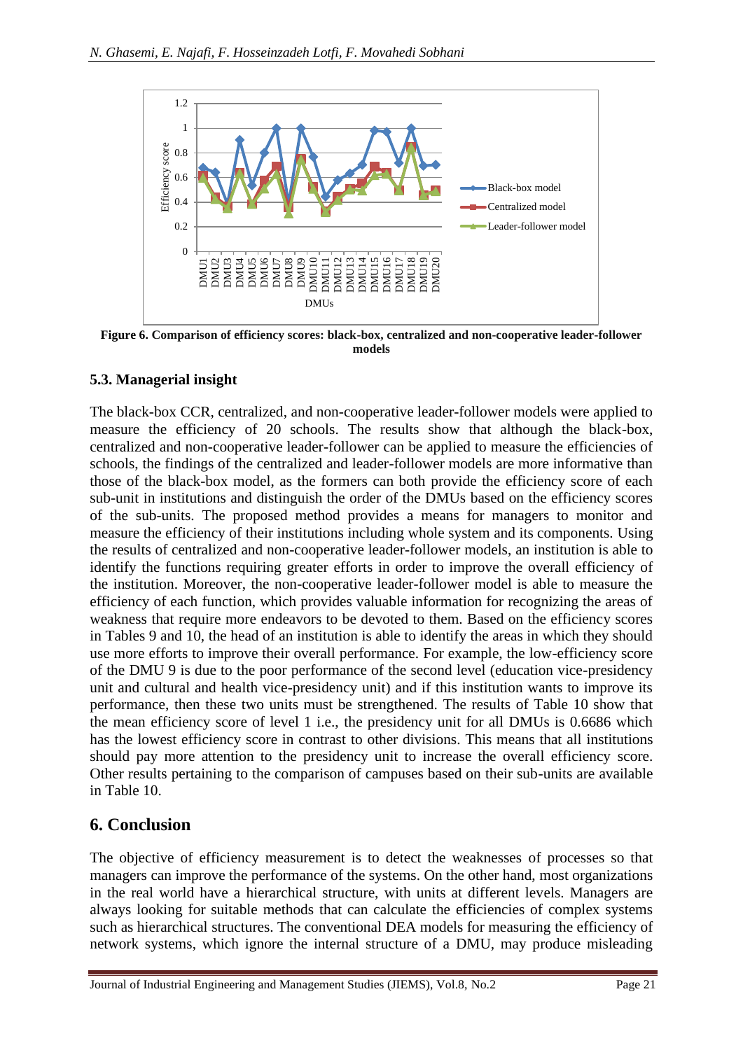**Figure 6. Comparison of efficiency scores: black-box, centralized and non-cooperative leader-follower models**

### 5.3. Managerial insight

The black-box CCR, centralized, and non-cooperative leader-follower models were applied to measure the efficiency of 20 schools. The results show that although the black-box, centralized and non-cooperative leader-follower can be applied to measure the efficiencies of schools, the findings of the centralized and leader-follower models are more informative than those of the black-box model, as the formers can both provide the efficiency score of each sub-unit in institutions and distinguish the order of the DMUs based on the efficiency scores of the sub-units. The proposed method provides a means for managers to monitor and measure the efficiency of their institutions including whole system and its components. Using the results of centralized and non-cooperative leader-follower models, an institution is able to identify the functions requiring greater efforts in order to improve the overall efficiency of the institution. Moreover, the non-cooperative leader-follower model is able to measure the efficiency of each function, which provides valuable information for recognizing the areas of weakness that require more endeavors to be devoted to them. Based on the efficiency scores in Tables 9 and 10, the head of an institution is able to identify the areas in which they should use more efforts to improve their overall performance. For example, the low-efficiency score of the DMU 9 is due to the poor performance of the second level (education vice-presidency unit and cultural and health vice-presidency unit) and if this institution wants to improve its performance, then these two units must be strengthened. The results of Table 10 show that the mean efficiency score of level 1 i.e., the presidency unit for all DMUs is 0.6686 which has the lowest efficiency score in contrast to other divisions. This means that all institutions should pay more attention to the presidency unit to increase the overall efficiency score. Other results pertaining to the comparison of campuses based on their sub-units are available in Table 10.

## 6. Conclusion

The objective of efficiency measurement is to detect the weaknesses of processes so that managers can improve the performance of the systems. On the other hand, most organizations in the real world have a hierarchical structure, with units at different levels. Managers are always looking for suitable methods that can calculate the efficiencies of complex systems such as hierarchical structures. The conventional DEA models for measuring the efficiency of network systems, which ignore the internal structure of a DMU, may produce misleading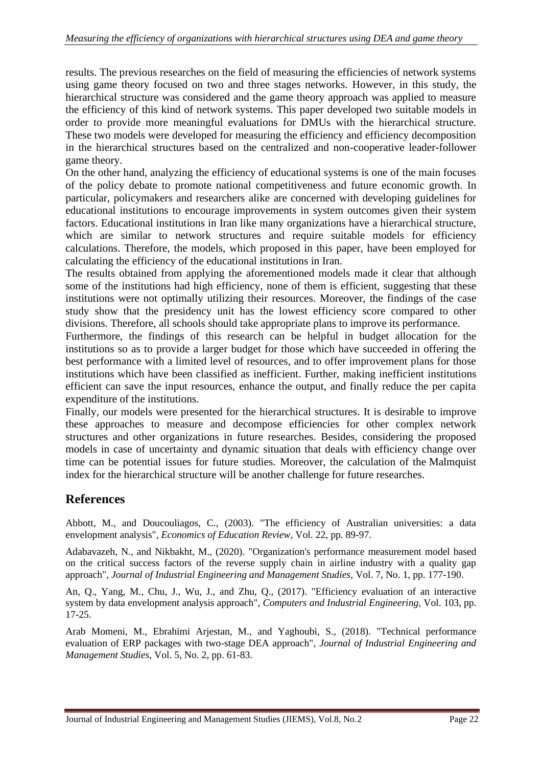results. The previous researches on the field of measuring the efficiencies of network systems using game theory focused on two and three stages networks. However, in this study, the hierarchical structure was considered and the game theory approach was applied to measure the efficiency of this kind of network systems. This paper developed two suitable models in order to provide more meaningful evaluations for DMUs with the hierarchical structure. These two models were developed for measuring the efficiency and efficiency decomposition in the hierarchical structures based on the centralized and non-cooperative leader-follower game theory.

On the other hand, analyzing the efficiency of educational systems is one of the main focuses of the policy debate to promote national competitiveness and future economic growth. In particular, policymakers and researchers alike are concerned with developing guidelines for educational institutions to encourage improvements in system outcomes given their system factors. Educational institutions in Iran like many organizations have a hierarchical structure, which are similar to network structures and require suitable models for efficiency calculations. Therefore, the models, which proposed in this paper, have been employed for calculating the efficiency of the educational institutions in Iran.

The results obtained from applying the aforementioned models made it clear that although some of the institutions had high efficiency, none of them is efficient, suggesting that these institutions were not optimally utilizing their resources. Moreover, the findings of the case study show that the presidency unit has the lowest efficiency score compared to other divisions. Therefore, all schools should take appropriate plans to improve its performance.

Furthermore, the findings of this research can be helpful in budget allocation for the institutions so as to provide a larger budget for those which have succeeded in offering the best performance with a limited level of resources, and to offer improvement plans for those institutions which have been classified as inefficient. Further, making inefficient institutions efficient can save the input resources, enhance the output, and finally reduce the per capita expenditure of the institutions.

Finally, our models were presented for the hierarchical structures. It is desirable to improve these approaches to measure and decompose efficiencies for other complex network structures and other organizations in future researches. Besides, considering the proposed models in case of uncertainty and dynamic situation that deals with efficiency change over time can be potential issues for future studies. Moreover, the calculation of the Malmquist index for the hierarchical structure will be another challenge for future researches.

## References

Abbott, M., and Doucouliagos, C., (2003). "The efficiency of Australian universities: a data envelopment analysis", *Economics of Education Review*, Vol. 22, pp. 89-97.

Adabavazeh, N., and Nikbakht, M., (2020). "Organization's performance measurement model based on the critical success factors of the reverse supply chain in airline industry with a quality gap approach", *Journal of Industrial Engineering and Management Studies*, Vol. 7, No. 1, pp. 177-190.

An, Q., Yang, M., Chu, J., Wu, J., and Zhu, Q., (2017). "Efficiency evaluation of an interactive system by data envelopment analysis approach", *Computers and Industrial Engineering*, Vol. 103, pp. 17-25.

Arab Momeni, M., Ebrahimi Arjestan, M., and Yaghoubi, S., (2018). "Technical performance evaluation of ERP packages with two-stage DEA approach", *Journal of Industrial Engineering and Management Studies*, Vol. 5, No. 2, pp. 61-83.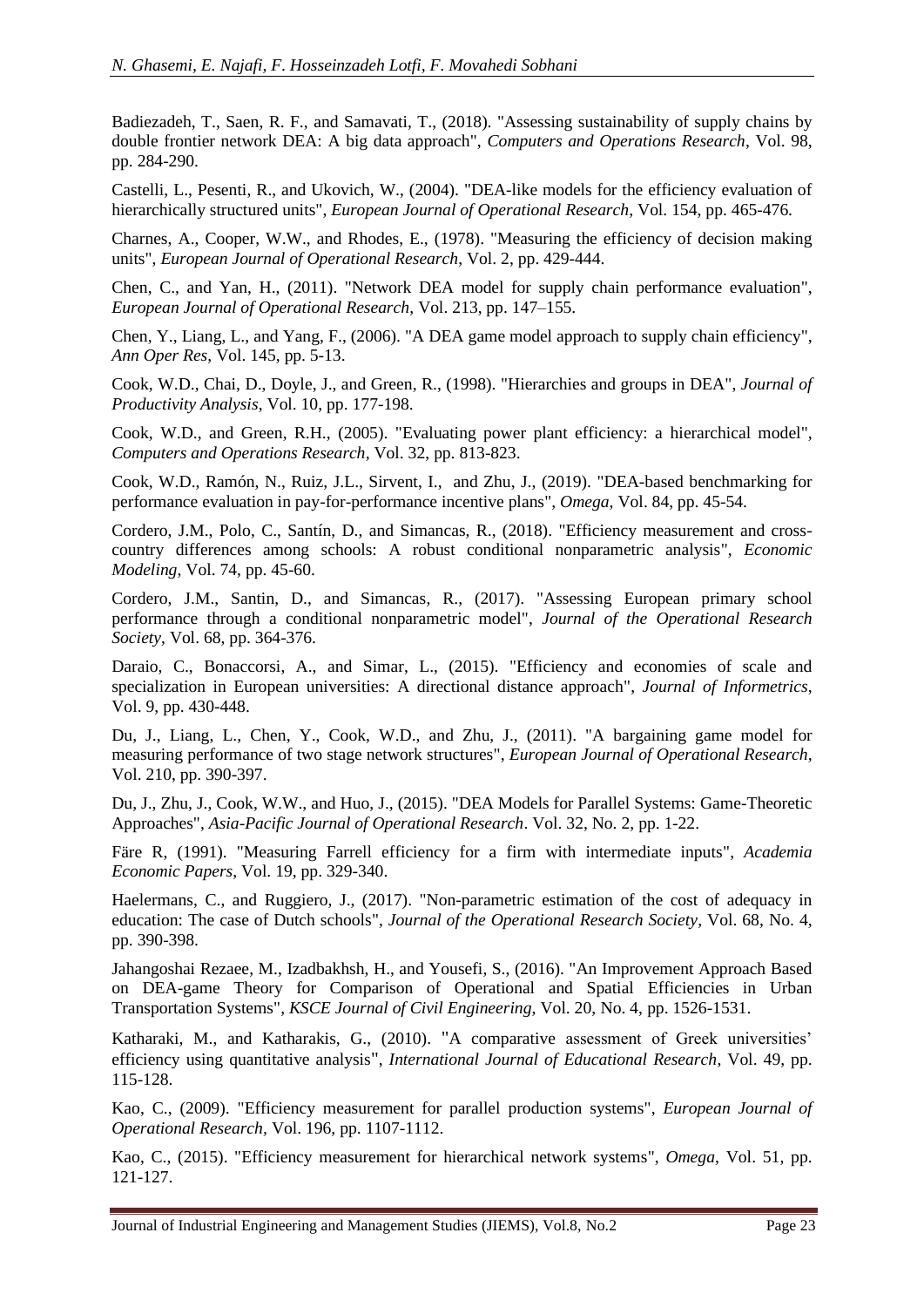Badiezadeh, T., Saen, R. F., and Samavati, T., (2018). "Assessing sustainability of supply chains by double frontier network DEA: A big data approach", *Computers and Operations Research*, Vol. 98, pp. 284-290.

Castelli, L., Pesenti, R., and Ukovich, W., (2004). "DEA-like models for the efficiency evaluation of hierarchically structured units", *European Journal of Operational Research*, Vol. 154, pp. 465-476.

Charnes, A., Cooper, W.W., and Rhodes, E., (1978). "Measuring the efficiency of decision making units", *European Journal of Operational Research*, Vol. 2, pp. 429-444.

Chen, C., and Yan, H., (2011). "Network DEA model for supply chain performance evaluation", *European Journal of Operational Research*, Vol. 213, pp. 147–155.

Chen, Y., Liang, L., and Yang, F., (2006). "A DEA game model approach to supply chain efficiency", *Ann Oper Res*, Vol. 145, pp. 5-13.

Cook, W.D., Chai, D., Doyle, J., and Green, R., (1998). "Hierarchies and groups in DEA", *Journal of Productivity Analysis*, Vol. 10, pp. 177-198.

Cook, W.D., and Green, R.H., (2005). "Evaluating power plant efficiency: a hierarchical model", *Computers and Operations Research*, Vol. 32, pp. 813-823.

Cook, W.D., Ramón, N., Ruiz, J.L., Sirvent, I., and Zhu, J., (2019). "DEA-based benchmarking for performance evaluation in pay-for-performance incentive plans", *Omega*, Vol. 84, pp. 45-54.

Cordero, J.M., Polo, C., Santín, D., and Simancas, R., (2018). "Efficiency measurement and cross-country differences among schools: A robust conditional nonparametric analysis", *Economic Modeling*, Vol. 74, pp. 45-60.

Cordero, J.M., Santin, D., and Simancas, R., (2017). "Assessing European primary school performance through a conditional nonparametric model", *Journal of the Operational Research Society*, Vol. 68, pp. 364-376.

Daraio, C., Bonaccorsi, A., and Simar, L., (2015). "Efficiency and economies of scale and specialization in European universities: A directional distance approach", *Journal of Informetrics*, Vol. 9, pp. 430-448.

Du, J., Liang, L., Chen, Y., Cook, W.D., and Zhu, J., (2011). "A bargaining game model for measuring performance of two stage network structures", *European Journal of Operational Research*, Vol. 210, pp. 390-397.

Du, J., Zhu, J., Cook, W.W., and Huo, J., (2015). "DEA Models for Parallel Systems: Game-Theoretic Approaches", *Asia-Pacific Journal of Operational Research*. Vol. 32, No. 2, pp. 1-22.

Färe R, (1991). "Measuring Farrell efficiency for a firm with intermediate inputs", *Academia Economic Papers*, Vol. 19, pp. 329-340.

Haelermans, C., and Ruggiero, J., (2017). "Non-parametric estimation of the cost of adequacy in education: The case of Dutch schools", *Journal of the Operational Research Society*, Vol. 68, No. 4, pp. 390-398.

Jahangoshai Rezaee, M., Izadbakhsh, H., and Yousefi, S., (2016). "An Improvement Approach Based on DEA-game Theory for Comparison of Operational and Spatial Efficiencies in Urban Transportation Systems", *KSCE Journal of Civil Engineering*, Vol. 20, No. 4, pp. 1526-1531.

Katharaki, M., and Katharakis, G., (2010). "A comparative assessment of Greek universities' efficiency using quantitative analysis", *International Journal of Educational Research*, Vol. 49, pp. 115-128.

Kao, C., (2009). "Efficiency measurement for parallel production systems", *European Journal of Operational Research*, Vol. 196, pp. 1107-1112.

Kao, C., (2015). "Efficiency measurement for hierarchical network systems", *Omega*, Vol. 51, pp. 121-127.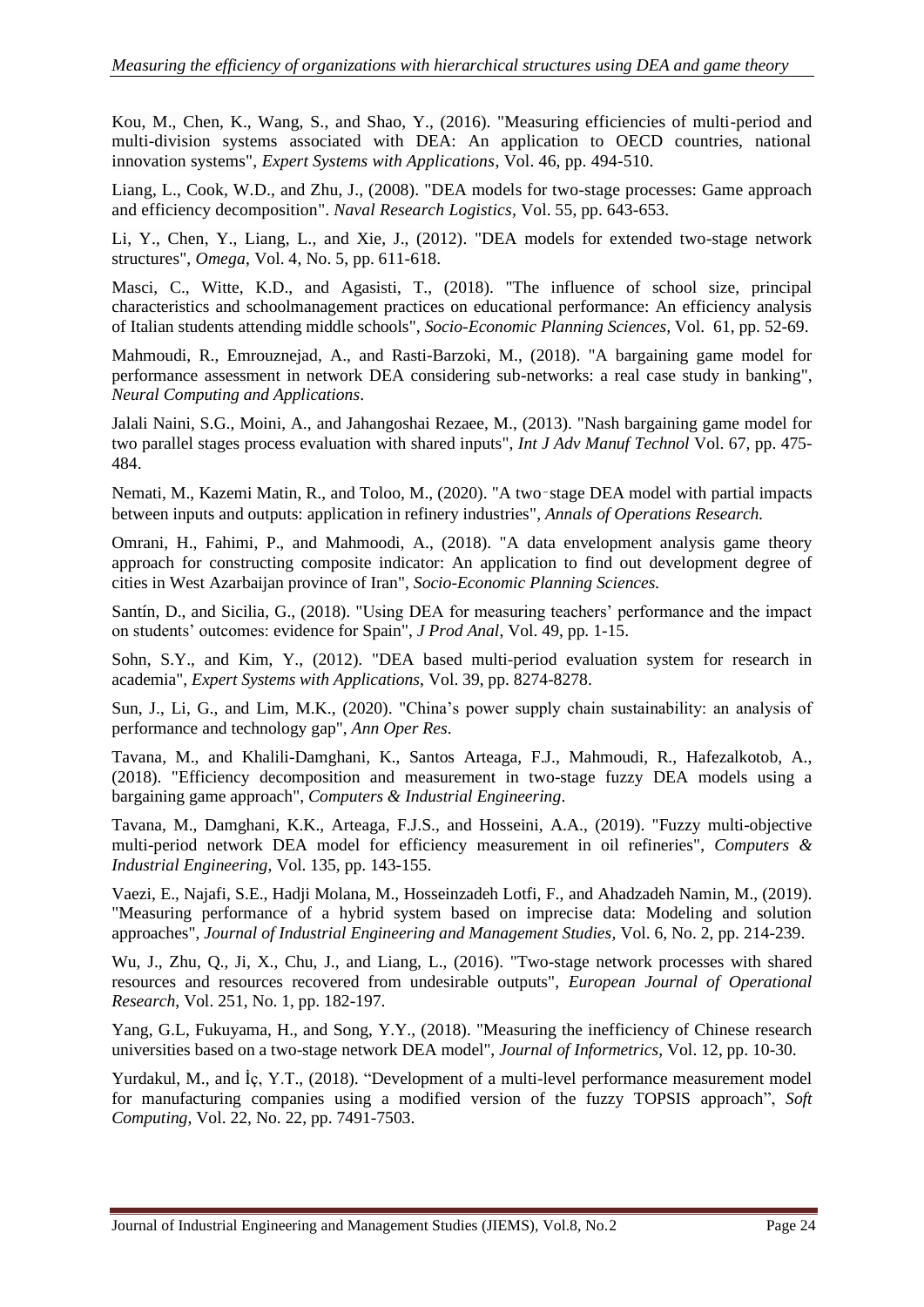Kou, M., Chen, K., Wang, S., and Shao, Y., (2016). "Measuring efficiencies of multi-period and multi-division systems associated with DEA: An application to OECD countries, national innovation systems", *Expert Systems with Applications*, Vol. 46, pp. 494-510.

Liang, L., Cook, W.D., and Zhu, J., (2008). "DEA models for two-stage processes: Game approach and efficiency decomposition". *Naval Research Logistics*, Vol. 55, pp. 643-653.

Li, Y., Chen, Y., Liang, L., and Xie, J., (2012). "DEA models for extended two-stage network structures", *Omega*, Vol. 4, No. 5, pp. 611-618.

Masci, C., Witte, K.D., and Agasisti, T., (2018). "The influence of school size, principal characteristics and schoolmanagement practices on educational performance: An efficiency analysis of Italian students attending middle schools", *Socio-Economic Planning Sciences,* Vol. 61, pp. 52-69.

Mahmoudi, R., Emrouznejad, A., and Rasti-Barzoki, M., (2018). "A bargaining game model for performance assessment in network DEA considering sub-networks: a real case study in banking", *Neural Computing and Applications*.

Jalali Naini, S.G., Moini, A., and Jahangoshai Rezaee, M., (2013). "Nash bargaining game model for two parallel stages process evaluation with shared inputs", *Int J Adv Manuf Technol* Vol. 67, pp. 475-484.

Nemati, M., Kazemi Matin, R., and Toloo, M., (2020). "A two‑stage DEA model with partial impacts between inputs and outputs: application in refinery industries", *Annals of Operations Research.*

Omrani, H., Fahimi, P., and Mahmoodi, A., (2018). "A data envelopment analysis game theory approach for constructing composite indicator: An application to find out development degree of cities in West Azarbaijan province of Iran", *Socio-Economic Planning Sciences.*

Santín, D., and Sicilia, G., (2018). "Using DEA for measuring teachers' performance and the impact on students' outcomes: evidence for Spain", *J Prod Anal*, Vol. 49, pp. 1-15.

Sohn, S.Y., and Kim, Y., (2012). "DEA based multi-period evaluation system for research in academia", *Expert Systems with Applications*, Vol. 39, pp. 8274-8278.

Sun, J., Li, G., and Lim, M.K., (2020). "China's power supply chain sustainability: an analysis of performance and technology gap", *Ann Oper Res*.

Tavana, M., and Khalili-Damghani, K., Santos Arteaga, F.J., Mahmoudi, R., Hafezalkotob, A., (2018). "Efficiency decomposition and measurement in two-stage fuzzy DEA models using a bargaining game approach", *Computers & Industrial Engineering*.

Tavana, M., Damghani, K.K., Arteaga, F.J.S., and Hosseini, A.A., (2019). "Fuzzy multi-objective multi-period network DEA model for efficiency measurement in oil refineries", *Computers & Industrial Engineering*, Vol. 135, pp. 143-155.

Vaezi, E., Najafi, S.E., Hadji Molana, M., Hosseinzadeh Lotfi, F., and Ahadzadeh Namin, M., (2019). "Measuring performance of a hybrid system based on imprecise data: Modeling and solution approaches", *Journal of Industrial Engineering and Management Studies*, Vol. 6, No. 2, pp. 214-239.

Wu, J., Zhu, Q., Ji, X., Chu, J., and Liang, L., (2016). "Two-stage network processes with shared resources and resources recovered from undesirable outputs", *European Journal of Operational Research*, Vol. 251, No. 1, pp. 182-197.

Yang, G.L, Fukuyama, H., and Song, Y.Y., (2018). "Measuring the inefficiency of Chinese research universities based on a two-stage network DEA model", *Journal of Informetrics,* Vol. 12, pp. 10-30.

Yurdakul, M., and İç, Y.T., (2018). "Development of a multi-level performance measurement model for manufacturing companies using a modified version of the fuzzy TOPSIS approach", *Soft Computing*, Vol. 22, No. 22, pp. 7491-7503.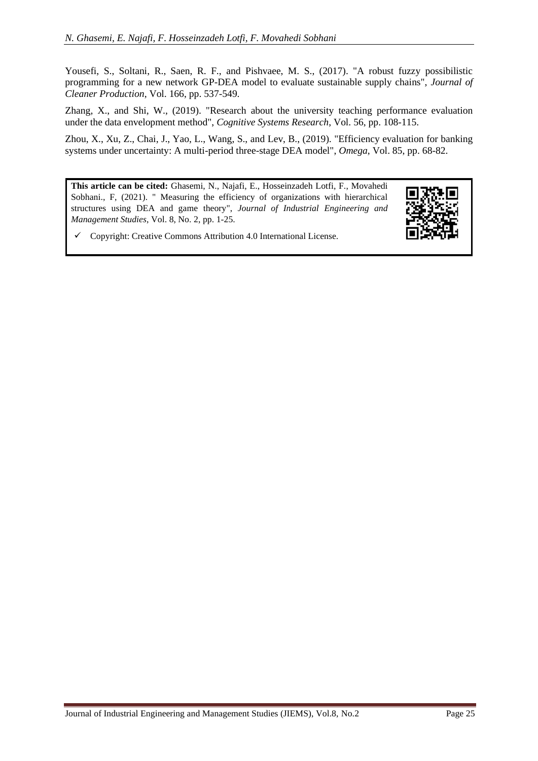Yousefi, S., Soltani, R., Saen, R. F., and Pishvaee, M. S., (2017). "A robust fuzzy possibilistic programming for a new network GP-DEA model to evaluate sustainable supply chains", *Journal of Cleaner Production*, Vol. 166, pp. 537-549.

Zhang, X., and Shi, W., (2019). "Research about the university teaching performance evaluation under the data envelopment method", *Cognitive Systems Research*, Vol. 56, pp. 108-115.

Zhou, X., Xu, Z., Chai, J., Yao, L., Wang, S., and Lev, B., (2019). "Efficiency evaluation for banking systems under uncertainty: A multi-period three-stage DEA model", *Omega*, Vol. 85, pp. 68-82.

**This article can be cited:** Ghasemi, N., Najafi, E., Hosseinzadeh Lotfi, F., Movahedi Sobhani., F, (2021). " Measuring the efficiency of organizations with hierarchical structures using DEA and game theory", *Journal of Industrial Engineering and Management Studies*, Vol. 8, No. 2, pp. 1-25.

- ✓ Copyright: Creative Commons Attribution 4.0 International License.